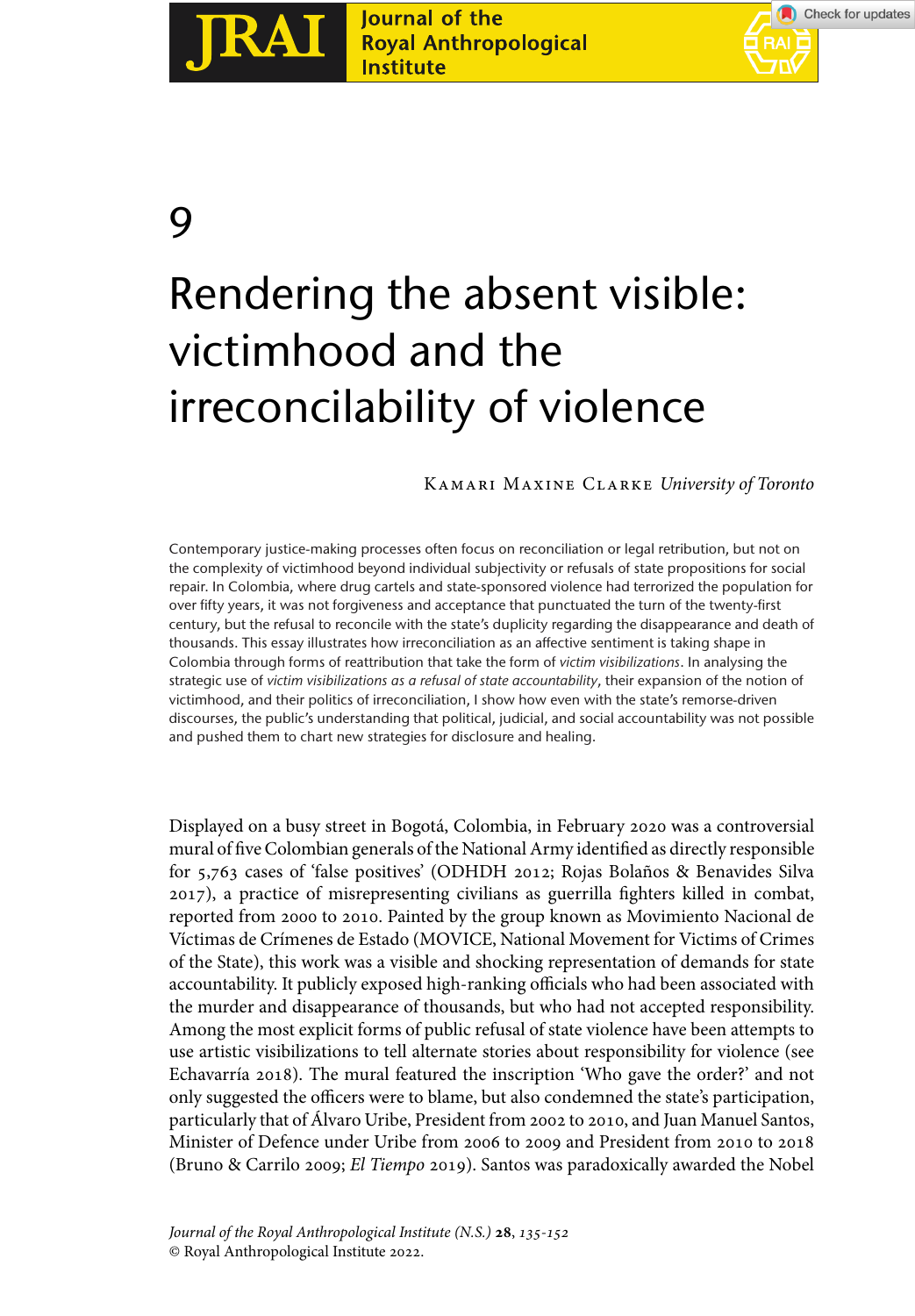9

# Rendering the absent visible: victimhood and the irreconcilability of violence

Kamari Maxine Clarke *University of Toronto*

Contemporary justice-making processes often focus on reconciliation or legal retribution, but not on the complexity of victimhood beyond individual subjectivity or refusals of state propositions for social repair. In Colombia, where drug cartels and state-sponsored violence had terrorized the population for over fifty years, it was not forgiveness and acceptance that punctuated the turn of the twenty-first century, but the refusal to reconcile with the state's duplicity regarding the disappearance and death of thousands. This essay illustrates how irreconciliation as an affective sentiment is taking shape in Colombia through forms of reattribution that take the form of *victim visibilizations*. In analysing the strategic use of *victim visibilizations as a refusal of state accountability*, their expansion of the notion of victimhood, and their politics of irreconciliation, I show how even with the state's remorse-driven discourses, the public's understanding that political, judicial, and social accountability was not possible and pushed them to chart new strategies for disclosure and healing.

Displayed on a busy street in Bogotá, Colombia, in February 2020 was a controversial mural of five Colombian generals of the National Army identified as directly responsible for 5,763 cases of 'false positives' (ODHDH 2012; Rojas Bolaños & Benavides Silva 2017), a practice of misrepresenting civilians as guerrilla fighters killed in combat, reported from 2000 to 2010. Painted by the group known as Movimiento Nacional de Víctimas de Crímenes de Estado (MOVICE, National Movement for Victims of Crimes of the State), this work was a visible and shocking representation of demands for state accountability. It publicly exposed high-ranking officials who had been associated with the murder and disappearance of thousands, but who had not accepted responsibility. Among the most explicit forms of public refusal of state violence have been attempts to use artistic visibilizations to tell alternate stories about responsibility for violence (see Echavarría 2018). The mural featured the inscription 'Who gave the order?' and not only suggested the officers were to blame, but also condemned the state's participation, particularly that of Álvaro Uribe, President from 2002 to 2010, and Juan Manuel Santos, Minister of Defence under Uribe from 2006 to 2009 and President from 2010 to 2018 (Bruno & Carrilo 2009; *El Tiempo* 2019). Santos was paradoxically awarded the Nobel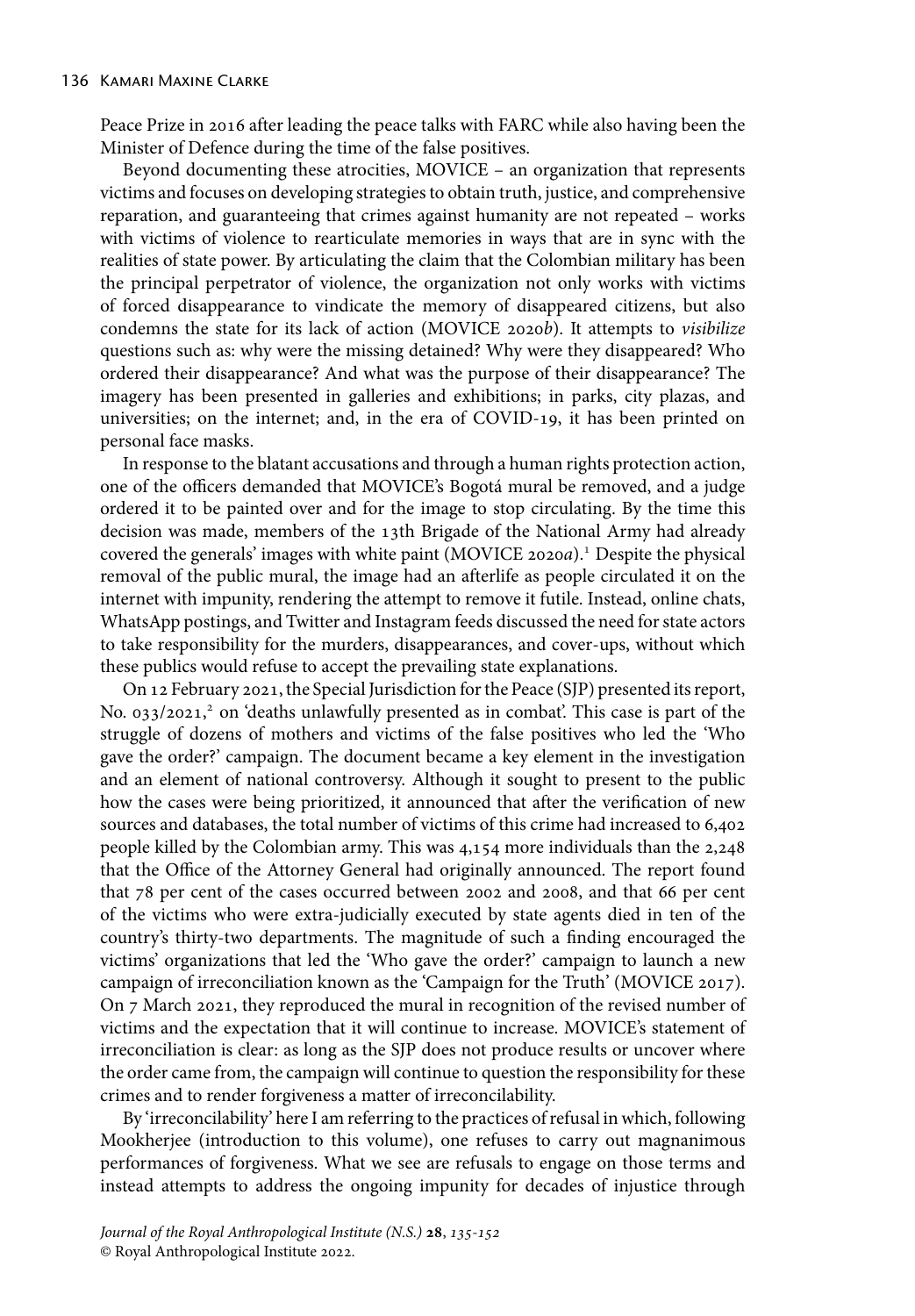Peace Prize in 2016 after leading the peace talks with FARC while also having been the Minister of Defence during the time of the false positives.

Beyond documenting these atrocities, MOVICE – an organization that represents victims and focuses on developing strategies to obtain truth, justice, and comprehensive reparation, and guaranteeing that crimes against humanity are not repeated – works with victims of violence to rearticulate memories in ways that are in sync with the realities of state power. By articulating the claim that the Colombian military has been the principal perpetrator of violence, the organization not only works with victims of forced disappearance to vindicate the memory of disappeared citizens, but also condemns the state for its lack of action (MOVICE 2020*b*). It attempts to *visibilize* questions such as: why were the missing detained? Why were they disappeared? Who ordered their disappearance? And what was the purpose of their disappearance? The imagery has been presented in galleries and exhibitions; in parks, city plazas, and universities; on the internet; and, in the era of COVID-19, it has been printed on personal face masks.

In response to the blatant accusations and through a human rights protection action, one of the officers demanded that MOVICE's Bogotá mural be removed, and a judge ordered it to be painted over and for the image to stop circulating. By the time this decision was made, members of the 13th Brigade of the National Army had already covered the generals' images with white paint (MOVICE 2020*a*).[1] Despite the physical removal of the public mural, the image had an afterlife as people circulated it on the internet with impunity, rendering the attempt to remove it futile. Instead, online chats, WhatsApp postings, and Twitter and Instagram feeds discussed the need for state actors to take responsibility for the murders, disappearances, and cover-ups, without which these publics would refuse to accept the prevailing state explanations.

On 12 February 2021, the Special Jurisdiction for the Peace (SJP) presented its report, No. 033/2021,[2] on 'deaths unlawfully presented as in combat'. This case is part of the struggle of dozens of mothers and victims of the false positives who led the 'Who gave the order?' campaign. The document became a key element in the investigation and an element of national controversy. Although it sought to present to the public how the cases were being prioritized, it announced that after the verification of new sources and databases, the total number of victims of this crime had increased to 6,402 people killed by the Colombian army. This was 4,154 more individuals than the 2,248 that the Office of the Attorney General had originally announced. The report found that 78 per cent of the cases occurred between 2002 and 2008, and that 66 per cent of the victims who were extra-judicially executed by state agents died in ten of the country's thirty-two departments. The magnitude of such a finding encouraged the victims' organizations that led the 'Who gave the order?' campaign to launch a new campaign of irreconciliation known as the 'Campaign for the Truth' (MOVICE 2017). On 7 March 2021, they reproduced the mural in recognition of the revised number of victims and the expectation that it will continue to increase. MOVICE's statement of irreconciliation is clear: as long as the SJP does not produce results or uncover where the order came from, the campaign will continue to question the responsibility for these crimes and to render forgiveness a matter of irreconcilability.

By 'irreconcilability' here I am referring to the practices of refusal in which, following Mookherjee (introduction to this volume), one refuses to carry out magnanimous performances of forgiveness. What we see are refusals to engage on those terms and instead attempts to address the ongoing impunity for decades of injustice through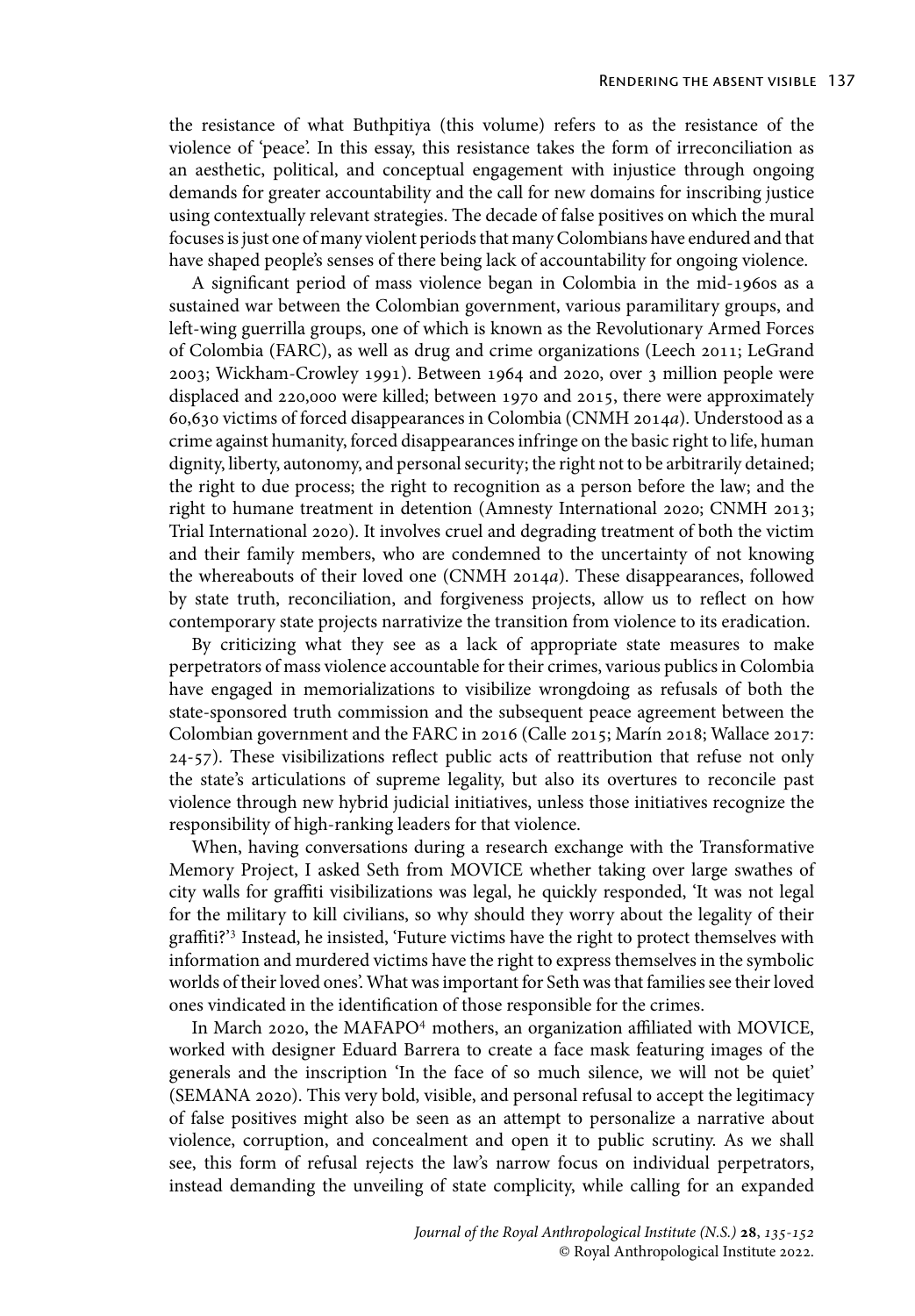the resistance of what Buthpitiya (this volume) refers to as the resistance of the violence of 'peace'. In this essay, this resistance takes the form of irreconciliation as an aesthetic, political, and conceptual engagement with injustice through ongoing demands for greater accountability and the call for new domains for inscribing justice using contextually relevant strategies. The decade of false positives on which the mural focuses is just one of many violent periods that many Colombians have endured and that have shaped people's senses of there being lack of accountability for ongoing violence.

A significant period of mass violence began in Colombia in the mid-1960s as a sustained war between the Colombian government, various paramilitary groups, and left-wing guerrilla groups, one of which is known as the Revolutionary Armed Forces of Colombia (FARC), as well as drug and crime organizations (Leech 2011; LeGrand 2003; Wickham-Crowley 1991). Between 1964 and 2020, over 3 million people were displaced and 220,000 were killed; between 1970 and 2015, there were approximately 60,630 victims of forced disappearances in Colombia (CNMH 2014*a*). Understood as a crime against humanity, forced disappearances infringe on the basic right to life, human dignity, liberty, autonomy, and personal security; the right not to be arbitrarily detained; the right to due process; the right to recognition as a person before the law; and the right to humane treatment in detention (Amnesty International 2020; CNMH 2013; Trial International 2020). It involves cruel and degrading treatment of both the victim and their family members, who are condemned to the uncertainty of not knowing the whereabouts of their loved one (CNMH 2014*a*). These disappearances, followed by state truth, reconciliation, and forgiveness projects, allow us to reflect on how contemporary state projects narrativize the transition from violence to its eradication.

By criticizing what they see as a lack of appropriate state measures to make perpetrators of mass violence accountable for their crimes, various publics in Colombia have engaged in memorializations to visibilize wrongdoing as refusals of both the state-sponsored truth commission and the subsequent peace agreement between the Colombian government and the FARC in 2016 (Calle 2015; Marín 2018; Wallace 2017: 24-57). These visibilizations reflect public acts of reattribution that refuse not only the state's articulations of supreme legality, but also its overtures to reconcile past violence through new hybrid judicial initiatives, unless those initiatives recognize the responsibility of high-ranking leaders for that violence.

When, having conversations during a research exchange with the Transformative Memory Project, I asked Seth from MOVICE whether taking over large swathes of city walls for graffiti visibilizations was legal, he quickly responded, 'It was not legal for the military to kill civilians, so why should they worry about the legality of their graffiti?'[3] Instead, he insisted, 'Future victims have the right to protect themselves with information and murdered victims have the right to express themselves in the symbolic worlds of their loved ones'. What was important for Seth was that families see their loved ones vindicated in the identification of those responsible for the crimes.

In March 2020, the MAFAPO[4] mothers, an organization affiliated with MOVICE, worked with designer Eduard Barrera to create a face mask featuring images of the generals and the inscription 'In the face of so much silence, we will not be quiet' (SEMANA 2020). This very bold, visible, and personal refusal to accept the legitimacy of false positives might also be seen as an attempt to personalize a narrative about violence, corruption, and concealment and open it to public scrutiny. As we shall see, this form of refusal rejects the law's narrow focus on individual perpetrators, instead demanding the unveiling of state complicity, while calling for an expanded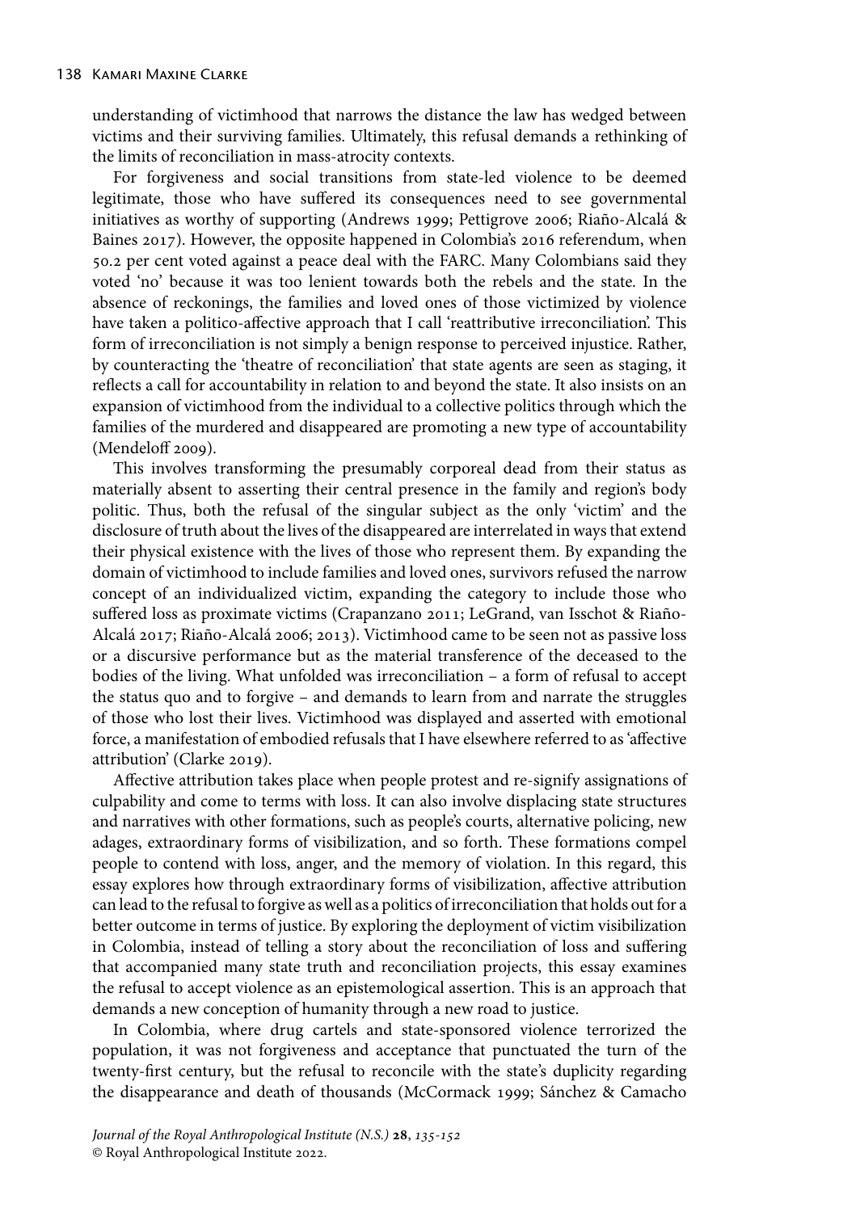understanding of victimhood that narrows the distance the law has wedged between victims and their surviving families. Ultimately, this refusal demands a rethinking of the limits of reconciliation in mass-atrocity contexts.

For forgiveness and social transitions from state-led violence to be deemed legitimate, those who have suffered its consequences need to see governmental initiatives as worthy of supporting (Andrews 1999; Pettigrove 2006; Riaño-Alcalá & Baines 2017). However, the opposite happened in Colombia's 2016 referendum, when 50.2 per cent voted against a peace deal with the FARC. Many Colombians said they voted 'no' because it was too lenient towards both the rebels and the state. In the absence of reckonings, the families and loved ones of those victimized by violence have taken a politico-affective approach that I call 'reattributive irreconciliation'. This form of irreconciliation is not simply a benign response to perceived injustice. Rather, by counteracting the 'theatre of reconciliation' that state agents are seen as staging, it reflects a call for accountability in relation to and beyond the state. It also insists on an expansion of victimhood from the individual to a collective politics through which the families of the murdered and disappeared are promoting a new type of accountability (Mendeloff 2009).

This involves transforming the presumably corporeal dead from their status as materially absent to asserting their central presence in the family and region's body politic. Thus, both the refusal of the singular subject as the only 'victim' and the disclosure of truth about the lives of the disappeared are interrelated in ways that extend their physical existence with the lives of those who represent them. By expanding the domain of victimhood to include families and loved ones, survivors refused the narrow concept of an individualized victim, expanding the category to include those who suffered loss as proximate victims (Crapanzano 2011; LeGrand, van Isschot & Riaño-Alcalá 2017; Riaño-Alcalá 2006; 2013). Victimhood came to be seen not as passive loss or a discursive performance but as the material transference of the deceased to the bodies of the living. What unfolded was irreconciliation – a form of refusal to accept the status quo and to forgive – and demands to learn from and narrate the struggles of those who lost their lives. Victimhood was displayed and asserted with emotional force, a manifestation of embodied refusals that I have elsewhere referred to as 'affective attribution' (Clarke 2019).

Affective attribution takes place when people protest and re-signify assignations of culpability and come to terms with loss. It can also involve displacing state structures and narratives with other formations, such as people's courts, alternative policing, new adages, extraordinary forms of visibilization, and so forth. These formations compel people to contend with loss, anger, and the memory of violation. In this regard, this essay explores how through extraordinary forms of visibilization, affective attribution can lead to the refusal to forgive as well as a politics of irreconciliation that holds out for a better outcome in terms of justice. By exploring the deployment of victim visibilization in Colombia, instead of telling a story about the reconciliation of loss and suffering that accompanied many state truth and reconciliation projects, this essay examines the refusal to accept violence as an epistemological assertion. This is an approach that demands a new conception of humanity through a new road to justice.

In Colombia, where drug cartels and state-sponsored violence terrorized the population, it was not forgiveness and acceptance that punctuated the turn of the twenty-first century, but the refusal to reconcile with the state's duplicity regarding the disappearance and death of thousands (McCormack 1999; Sánchez & Camacho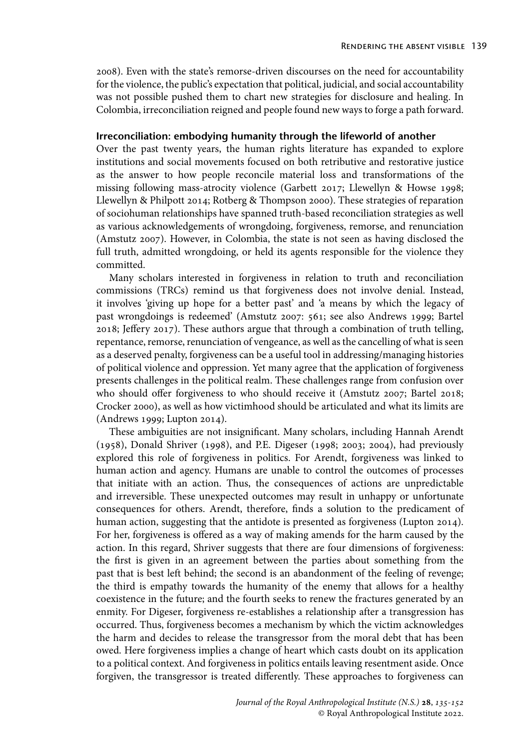2008). Even with the state's remorse-driven discourses on the need for accountability for the violence, the public's expectation that political, judicial, and social accountability was not possible pushed them to chart new strategies for disclosure and healing. In Colombia, irreconciliation reigned and people found new ways to forge a path forward.

## Irreconciliation: embodying humanity through the lifeworld of another

Over the past twenty years, the human rights literature has expanded to explore institutions and social movements focused on both retributive and restorative justice as the answer to how people reconcile material loss and transformations of the missing following mass-atrocity violence (Garbett 2017; Llewellyn & Howse 1998; Llewellyn & Philpott 2014; Rotberg & Thompson 2000). These strategies of reparation of sociohuman relationships have spanned truth-based reconciliation strategies as well as various acknowledgements of wrongdoing, forgiveness, remorse, and renunciation (Amstutz 2007). However, in Colombia, the state is not seen as having disclosed the full truth, admitted wrongdoing, or held its agents responsible for the violence they committed.

Many scholars interested in forgiveness in relation to truth and reconciliation commissions (TRCs) remind us that forgiveness does not involve denial. Instead, it involves 'giving up hope for a better past' and 'a means by which the legacy of past wrongdoings is redeemed' (Amstutz 2007: 561; see also Andrews 1999; Bartel 2018; Jeffery 2017). These authors argue that through a combination of truth telling, repentance, remorse, renunciation of vengeance, as well as the cancelling of what is seen as a deserved penalty, forgiveness can be a useful tool in addressing/managing histories of political violence and oppression. Yet many agree that the application of forgiveness presents challenges in the political realm. These challenges range from confusion over who should offer forgiveness to who should receive it (Amstutz 2007; Bartel 2018; Crocker 2000), as well as how victimhood should be articulated and what its limits are (Andrews 1999; Lupton 2014).

These ambiguities are not insignificant. Many scholars, including Hannah Arendt (1958), Donald Shriver (1998), and P.E. Digeser (1998; 2003; 2004), had previously explored this role of forgiveness in politics. For Arendt, forgiveness was linked to human action and agency. Humans are unable to control the outcomes of processes that initiate with an action. Thus, the consequences of actions are unpredictable and irreversible. These unexpected outcomes may result in unhappy or unfortunate consequences for others. Arendt, therefore, finds a solution to the predicament of human action, suggesting that the antidote is presented as forgiveness (Lupton 2014). For her, forgiveness is offered as a way of making amends for the harm caused by the action. In this regard, Shriver suggests that there are four dimensions of forgiveness: the first is given in an agreement between the parties about something from the past that is best left behind; the second is an abandonment of the feeling of revenge; the third is empathy towards the humanity of the enemy that allows for a healthy coexistence in the future; and the fourth seeks to renew the fractures generated by an enmity. For Digeser, forgiveness re-establishes a relationship after a transgression has occurred. Thus, forgiveness becomes a mechanism by which the victim acknowledges the harm and decides to release the transgressor from the moral debt that has been owed. Here forgiveness implies a change of heart which casts doubt on its application to a political context. And forgiveness in politics entails leaving resentment aside. Once forgiven, the transgressor is treated differently. These approaches to forgiveness can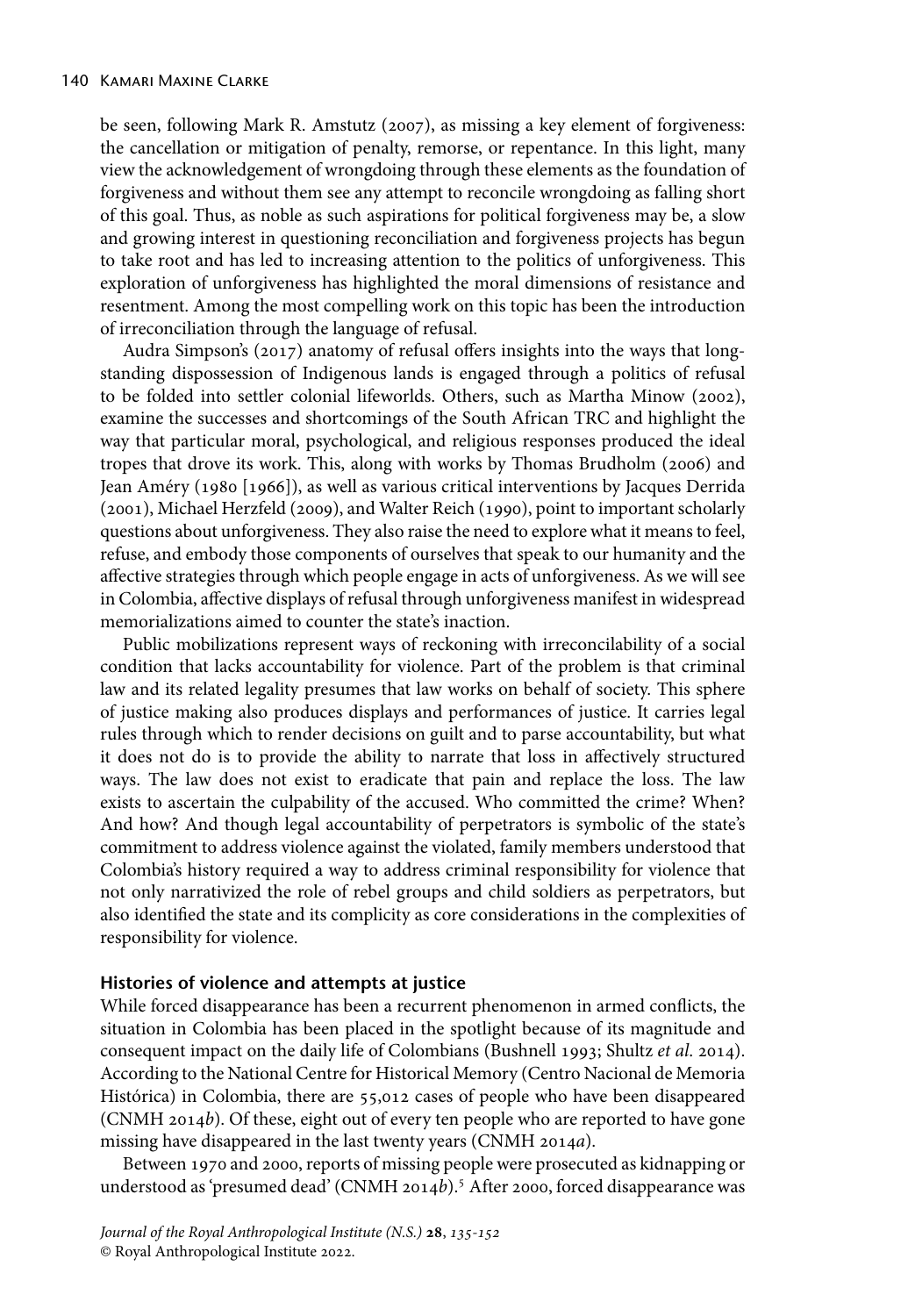be seen, following Mark R. Amstutz (2007), as missing a key element of forgiveness: the cancellation or mitigation of penalty, remorse, or repentance. In this light, many view the acknowledgement of wrongdoing through these elements as the foundation of forgiveness and without them see any attempt to reconcile wrongdoing as falling short of this goal. Thus, as noble as such aspirations for political forgiveness may be, a slow and growing interest in questioning reconciliation and forgiveness projects has begun to take root and has led to increasing attention to the politics of unforgiveness. This exploration of unforgiveness has highlighted the moral dimensions of resistance and resentment. Among the most compelling work on this topic has been the introduction of irreconciliation through the language of refusal.

Audra Simpson's (2017) anatomy of refusal offers insights into the ways that long-standing dispossession of Indigenous lands is engaged through a politics of refusal to be folded into settler colonial lifeworlds. Others, such as Martha Minow (2002), examine the successes and shortcomings of the South African TRC and highlight the way that particular moral, psychological, and religious responses produced the ideal tropes that drove its work. This, along with works by Thomas Brudholm (2006) and Jean Améry (1980 [1966]), as well as various critical interventions by Jacques Derrida (2001), Michael Herzfeld (2009), and Walter Reich (1990), point to important scholarly questions about unforgiveness. They also raise the need to explore what it means to feel, refuse, and embody those components of ourselves that speak to our humanity and the affective strategies through which people engage in acts of unforgiveness. As we will see in Colombia, affective displays of refusal through unforgiveness manifest in widespread memorializations aimed to counter the state's inaction.

Public mobilizations represent ways of reckoning with irreconcilability of a social condition that lacks accountability for violence. Part of the problem is that criminal law and its related legality presumes that law works on behalf of society. This sphere of justice making also produces displays and performances of justice. It carries legal rules through which to render decisions on guilt and to parse accountability, but what it does not do is to provide the ability to narrate that loss in affectively structured ways. The law does not exist to eradicate that pain and replace the loss. The law exists to ascertain the culpability of the accused. Who committed the crime? When? And how? And though legal accountability of perpetrators is symbolic of the state's commitment to address violence against the violated, family members understood that Colombia's history required a way to address criminal responsibility for violence that not only narrativized the role of rebel groups and child soldiers as perpetrators, but also identified the state and its complicity as core considerations in the complexities of responsibility for violence.

### Histories of violence and attempts at justice

While forced disappearance has been a recurrent phenomenon in armed conflicts, the situation in Colombia has been placed in the spotlight because of its magnitude and consequent impact on the daily life of Colombians (Bushnell 1993; Shultz *et al.* 2014). According to the National Centre for Historical Memory (Centro Nacional de Memoria Histórica) in Colombia, there are 55,012 cases of people who have been disappeared (CNMH 2014*b*). Of these, eight out of every ten people who are reported to have gone missing have disappeared in the last twenty years (CNMH 2014*a*).

Between 1970 and 2000, reports of missing people were prosecuted as kidnapping or understood as 'presumed dead' (CNMH 2014*b*).[5] After 2000, forced disappearance was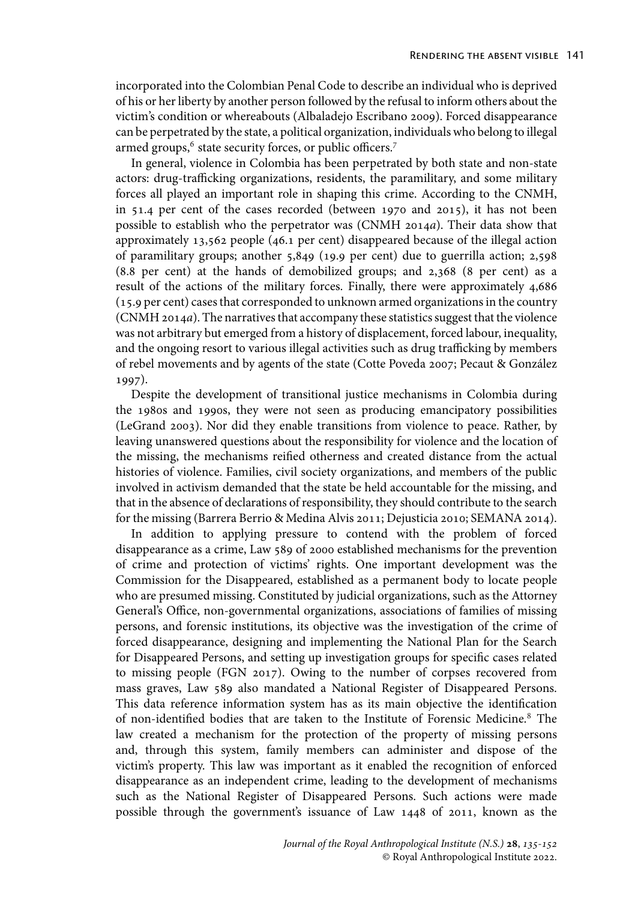incorporated into the Colombian Penal Code to describe an individual who is deprived of his or her liberty by another person followed by the refusal to inform others about the victim's condition or whereabouts (Albaladejo Escribano 2009). Forced disappearance can be perpetrated by the state, a political organization, individuals who belong to illegal armed groups,[6] state security forces, or public officers.[7]

In general, violence in Colombia has been perpetrated by both state and non-state actors: drug-trafficking organizations, residents, the paramilitary, and some military forces all played an important role in shaping this crime. According to the CNMH, in 51.4 per cent of the cases recorded (between 1970 and 2015), it has not been possible to establish who the perpetrator was (CNMH 2014*a*). Their data show that approximately 13,562 people (46.1 per cent) disappeared because of the illegal action of paramilitary groups; another 5,849 (19.9 per cent) due to guerrilla action; 2,598 (8.8 per cent) at the hands of demobilized groups; and 2,368 (8 per cent) as a result of the actions of the military forces. Finally, there were approximately 4,686 (15.9 per cent) cases that corresponded to unknown armed organizations in the country (CNMH 2014*a*). The narratives that accompany these statistics suggest that the violence was not arbitrary but emerged from a history of displacement, forced labour, inequality, and the ongoing resort to various illegal activities such as drug trafficking by members of rebel movements and by agents of the state (Cotte Poveda 2007; Pecaut & González 1997).

Despite the development of transitional justice mechanisms in Colombia during the 1980s and 1990s, they were not seen as producing emancipatory possibilities (LeGrand 2003). Nor did they enable transitions from violence to peace. Rather, by leaving unanswered questions about the responsibility for violence and the location of the missing, the mechanisms reified otherness and created distance from the actual histories of violence. Families, civil society organizations, and members of the public involved in activism demanded that the state be held accountable for the missing, and that in the absence of declarations of responsibility, they should contribute to the search for the missing (Barrera Berrio & Medina Alvis 2011; Dejusticia 2010; SEMANA 2014).

In addition to applying pressure to contend with the problem of forced disappearance as a crime, Law 589 of 2000 established mechanisms for the prevention of crime and protection of victims' rights. One important development was the Commission for the Disappeared, established as a permanent body to locate people who are presumed missing. Constituted by judicial organizations, such as the Attorney General's Office, non-governmental organizations, associations of families of missing persons, and forensic institutions, its objective was the investigation of the crime of forced disappearance, designing and implementing the National Plan for the Search for Disappeared Persons, and setting up investigation groups for specific cases related to missing people (FGN 2017). Owing to the number of corpses recovered from mass graves, Law 589 also mandated a National Register of Disappeared Persons. This data reference information system has as its main objective the identification of non-identified bodies that are taken to the Institute of Forensic Medicine.[8] The law created a mechanism for the protection of the property of missing persons and, through this system, family members can administer and dispose of the victim's property. This law was important as it enabled the recognition of enforced disappearance as an independent crime, leading to the development of mechanisms such as the National Register of Disappeared Persons. Such actions were made possible through the government's issuance of Law 1448 of 2011, known as the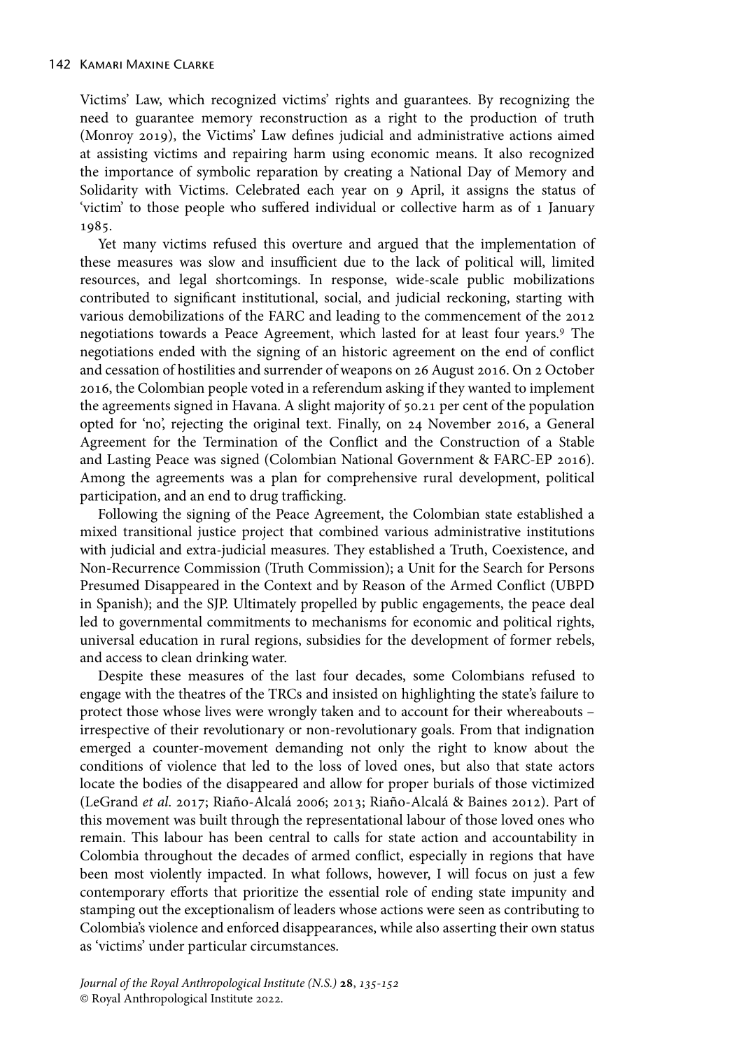Victims' Law, which recognized victims' rights and guarantees. By recognizing the need to guarantee memory reconstruction as a right to the production of truth (Monroy 2019), the Victims' Law defines judicial and administrative actions aimed at assisting victims and repairing harm using economic means. It also recognized the importance of symbolic reparation by creating a National Day of Memory and Solidarity with Victims. Celebrated each year on 9 April, it assigns the status of 'victim' to those people who suffered individual or collective harm as of 1 January 1985.

Yet many victims refused this overture and argued that the implementation of these measures was slow and insufficient due to the lack of political will, limited resources, and legal shortcomings. In response, wide-scale public mobilizations contributed to significant institutional, social, and judicial reckoning, starting with various demobilizations of the FARC and leading to the commencement of the 2012 negotiations towards a Peace Agreement, which lasted for at least four years.[9] The negotiations ended with the signing of an historic agreement on the end of conflict and cessation of hostilities and surrender of weapons on 26 August 2016. On 2 October 2016, the Colombian people voted in a referendum asking if they wanted to implement the agreements signed in Havana. A slight majority of 50.21 per cent of the population opted for 'no', rejecting the original text. Finally, on 24 November 2016, a General Agreement for the Termination of the Conflict and the Construction of a Stable and Lasting Peace was signed (Colombian National Government & FARC-EP 2016). Among the agreements was a plan for comprehensive rural development, political participation, and an end to drug trafficking.

Following the signing of the Peace Agreement, the Colombian state established a mixed transitional justice project that combined various administrative institutions with judicial and extra-judicial measures. They established a Truth, Coexistence, and Non-Recurrence Commission (Truth Commission); a Unit for the Search for Persons Presumed Disappeared in the Context and by Reason of the Armed Conflict (UBPD in Spanish); and the SJP. Ultimately propelled by public engagements, the peace deal led to governmental commitments to mechanisms for economic and political rights, universal education in rural regions, subsidies for the development of former rebels, and access to clean drinking water.

Despite these measures of the last four decades, some Colombians refused to engage with the theatres of the TRCs and insisted on highlighting the state's failure to protect those whose lives were wrongly taken and to account for their whereabouts – irrespective of their revolutionary or non-revolutionary goals. From that indignation emerged a counter-movement demanding not only the right to know about the conditions of violence that led to the loss of loved ones, but also that state actors locate the bodies of the disappeared and allow for proper burials of those victimized (LeGrand *et al*. 2017; Riaño-Alcalá 2006; 2013; Riaño-Alcalá & Baines 2012). Part of this movement was built through the representational labour of those loved ones who remain. This labour has been central to calls for state action and accountability in Colombia throughout the decades of armed conflict, especially in regions that have been most violently impacted. In what follows, however, I will focus on just a few contemporary efforts that prioritize the essential role of ending state impunity and stamping out the exceptionalism of leaders whose actions were seen as contributing to Colombia's violence and enforced disappearances, while also asserting their own status as 'victims' under particular circumstances.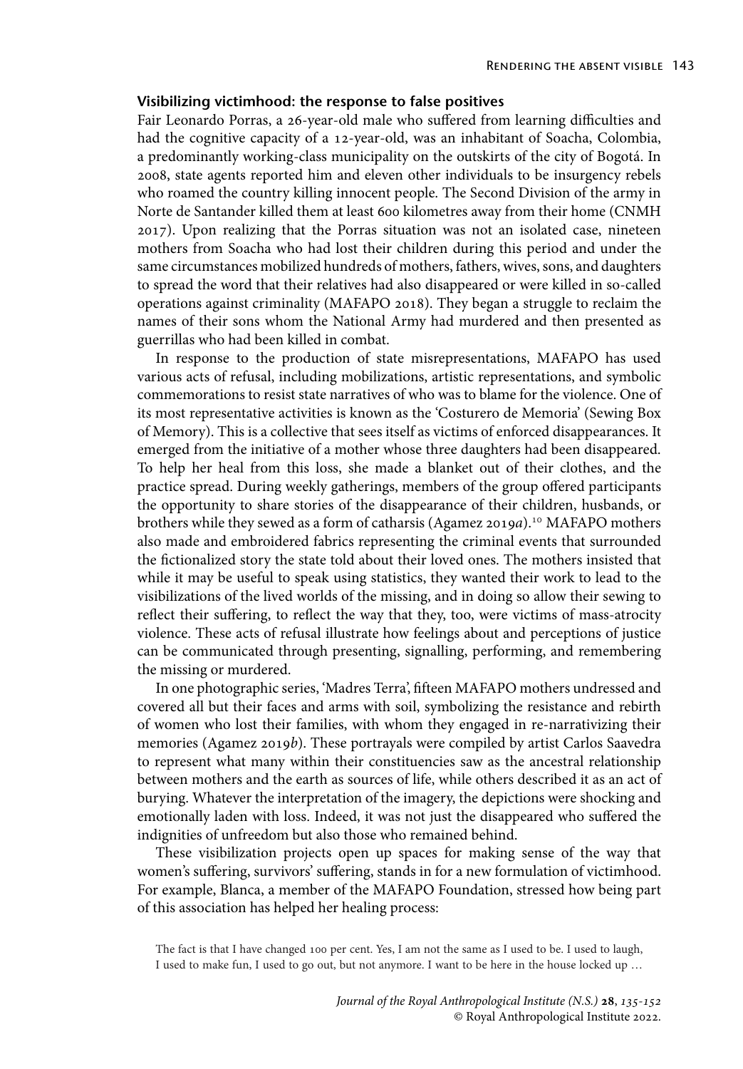### Visibilizing victimhood: the response to false positives

Fair Leonardo Porras, a 26-year-old male who suffered from learning difficulties and had the cognitive capacity of a 12-year-old, was an inhabitant of Soacha, Colombia, a predominantly working-class municipality on the outskirts of the city of Bogotá. In 2008, state agents reported him and eleven other individuals to be insurgency rebels who roamed the country killing innocent people. The Second Division of the army in Norte de Santander killed them at least 600 kilometres away from their home (CNMH 2017). Upon realizing that the Porras situation was not an isolated case, nineteen mothers from Soacha who had lost their children during this period and under the same circumstances mobilized hundreds of mothers, fathers, wives, sons, and daughters to spread the word that their relatives had also disappeared or were killed in so-called operations against criminality (MAFAPO 2018). They began a struggle to reclaim the names of their sons whom the National Army had murdered and then presented as guerrillas who had been killed in combat.

In response to the production of state misrepresentations, MAFAPO has used various acts of refusal, including mobilizations, artistic representations, and symbolic commemorations to resist state narratives of who was to blame for the violence. One of its most representative activities is known as the 'Costurero de Memoria' (Sewing Box of Memory). This is a collective that sees itself as victims of enforced disappearances. It emerged from the initiative of a mother whose three daughters had been disappeared. To help her heal from this loss, she made a blanket out of their clothes, and the practice spread. During weekly gatherings, members of the group offered participants the opportunity to share stories of the disappearance of their children, husbands, or brothers while they sewed as a form of catharsis (Agamez 2019*a*).[10] MAFAPO mothers also made and embroidered fabrics representing the criminal events that surrounded the fictionalized story the state told about their loved ones. The mothers insisted that while it may be useful to speak using statistics, they wanted their work to lead to the visibilizations of the lived worlds of the missing, and in doing so allow their sewing to reflect their suffering, to reflect the way that they, too, were victims of mass-atrocity violence. These acts of refusal illustrate how feelings about and perceptions of justice can be communicated through presenting, signalling, performing, and remembering the missing or murdered.

In one photographic series, 'Madres Terra', fifteen MAFAPO mothers undressed and covered all but their faces and arms with soil, symbolizing the resistance and rebirth of women who lost their families, with whom they engaged in re-narrativizing their memories (Agamez 2019*b*). These portrayals were compiled by artist Carlos Saavedra to represent what many within their constituencies saw as the ancestral relationship between mothers and the earth as sources of life, while others described it as an act of burying. Whatever the interpretation of the imagery, the depictions were shocking and emotionally laden with loss. Indeed, it was not just the disappeared who suffered the indignities of unfreedom but also those who remained behind.

These visibilization projects open up spaces for making sense of the way that women's suffering, survivors' suffering, stands in for a new formulation of victimhood. For example, Blanca, a member of the MAFAPO Foundation, stressed how being part of this association has helped her healing process:

> The fact is that I have changed 100 per cent. Yes, I am not the same as I used to be. I used to laugh, I used to make fun, I used to go out, but not anymore. I want to be here in the house locked up …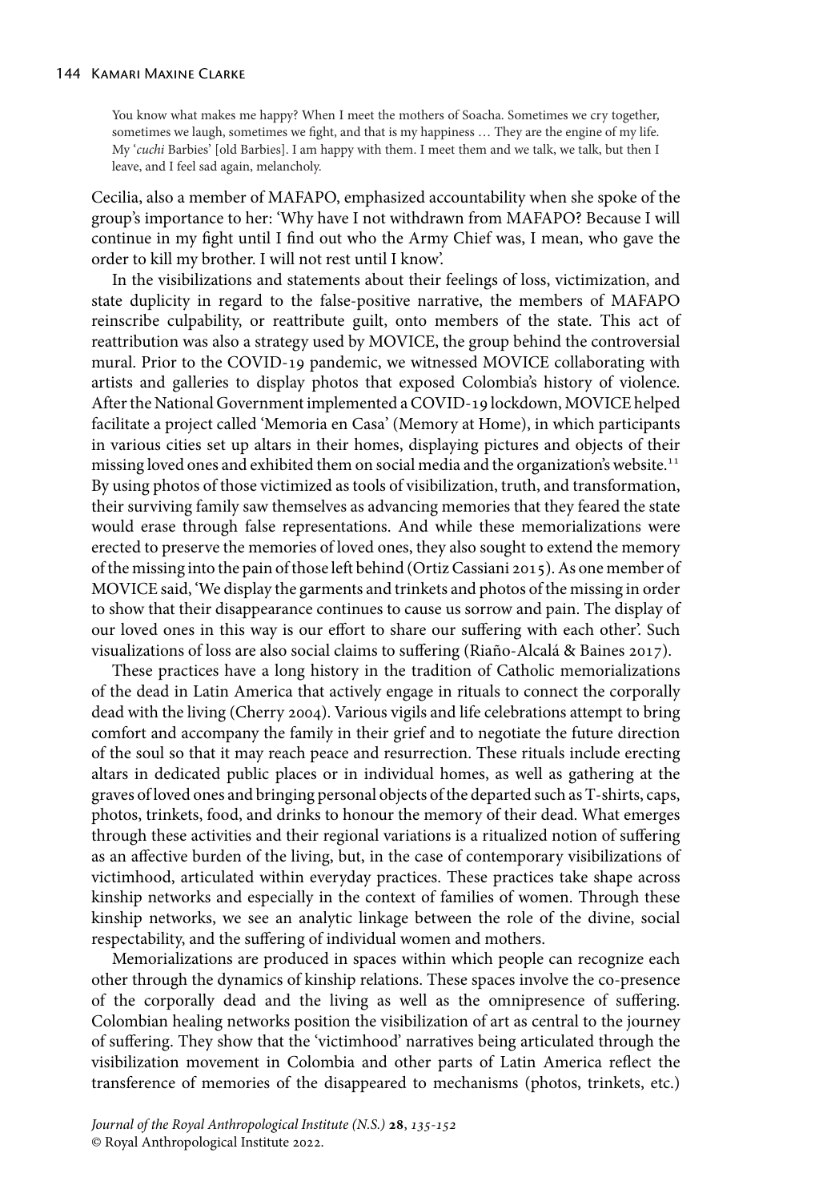> You know what makes me happy? When I meet the mothers of Soacha. Sometimes we cry together, sometimes we laugh, sometimes we fight, and that is my happiness … They are the engine of my life. My '*cuchi* Barbies' [old Barbies]. I am happy with them. I meet them and we talk, we talk, but then I leave, and I feel sad again, melancholy.

Cecilia, also a member of MAFAPO, emphasized accountability when she spoke of the group's importance to her: 'Why have I not withdrawn from MAFAPO? Because I will continue in my fight until I find out who the Army Chief was, I mean, who gave the order to kill my brother. I will not rest until I know'.

In the visibilizations and statements about their feelings of loss, victimization, and state duplicity in regard to the false-positive narrative, the members of MAFAPO reinscribe culpability, or reattribute guilt, onto members of the state. This act of reattribution was also a strategy used by MOVICE, the group behind the controversial mural. Prior to the COVID-19 pandemic, we witnessed MOVICE collaborating with artists and galleries to display photos that exposed Colombia's history of violence. After the National Government implemented a COVID-19 lockdown, MOVICE helped facilitate a project called 'Memoria en Casa' (Memory at Home), in which participants in various cities set up altars in their homes, displaying pictures and objects of their missing loved ones and exhibited them on social media and the organization's website.[11] By using photos of those victimized as tools of visibilization, truth, and transformation, their surviving family saw themselves as advancing memories that they feared the state would erase through false representations. And while these memorializations were erected to preserve the memories of loved ones, they also sought to extend the memory of the missing into the pain of those left behind (Ortiz Cassiani 2015). As one member of MOVICE said, 'We display the garments and trinkets and photos of the missing in order to show that their disappearance continues to cause us sorrow and pain. The display of our loved ones in this way is our effort to share our suffering with each other'. Such visualizations of loss are also social claims to suffering (Riaño-Alcalá & Baines 2017).

These practices have a long history in the tradition of Catholic memorializations of the dead in Latin America that actively engage in rituals to connect the corporally dead with the living (Cherry 2004). Various vigils and life celebrations attempt to bring comfort and accompany the family in their grief and to negotiate the future direction of the soul so that it may reach peace and resurrection. These rituals include erecting altars in dedicated public places or in individual homes, as well as gathering at the graves of loved ones and bringing personal objects of the departed such as T-shirts, caps, photos, trinkets, food, and drinks to honour the memory of their dead. What emerges through these activities and their regional variations is a ritualized notion of suffering as an affective burden of the living, but, in the case of contemporary visibilizations of victimhood, articulated within everyday practices. These practices take shape across kinship networks and especially in the context of families of women. Through these kinship networks, we see an analytic linkage between the role of the divine, social respectability, and the suffering of individual women and mothers.

Memorializations are produced in spaces within which people can recognize each other through the dynamics of kinship relations. These spaces involve the co-presence of the corporally dead and the living as well as the omnipresence of suffering. Colombian healing networks position the visibilization of art as central to the journey of suffering. They show that the 'victimhood' narratives being articulated through the visibilization movement in Colombia and other parts of Latin America reflect the transference of memories of the disappeared to mechanisms (photos, trinkets, etc.)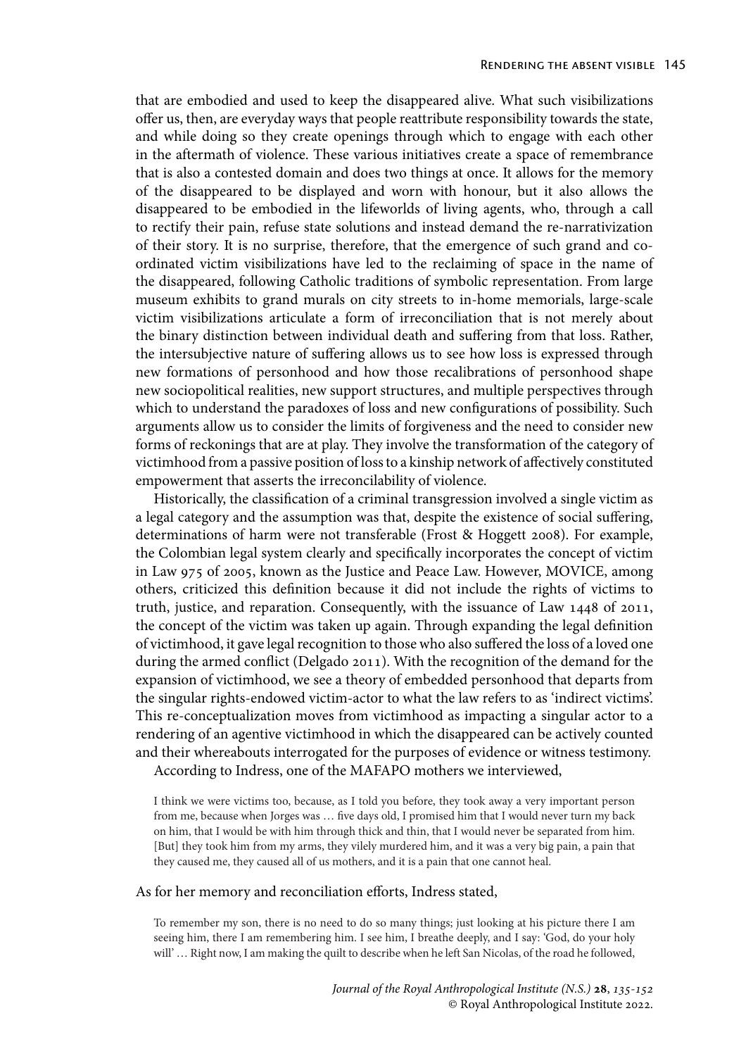that are embodied and used to keep the disappeared alive. What such visibilizations offer us, then, are everyday ways that people reattribute responsibility towards the state, and while doing so they create openings through which to engage with each other in the aftermath of violence. These various initiatives create a space of remembrance that is also a contested domain and does two things at once. It allows for the memory of the disappeared to be displayed and worn with honour, but it also allows the disappeared to be embodied in the lifeworlds of living agents, who, through a call to rectify their pain, refuse state solutions and instead demand the re-narrativization of their story. It is no surprise, therefore, that the emergence of such grand and co-ordinated victim visibilizations have led to the reclaiming of space in the name of the disappeared, following Catholic traditions of symbolic representation. From large museum exhibits to grand murals on city streets to in-home memorials, large-scale victim visibilizations articulate a form of irreconciliation that is not merely about the binary distinction between individual death and suffering from that loss. Rather, the intersubjective nature of suffering allows us to see how loss is expressed through new formations of personhood and how those recalibrations of personhood shape new sociopolitical realities, new support structures, and multiple perspectives through which to understand the paradoxes of loss and new configurations of possibility. Such arguments allow us to consider the limits of forgiveness and the need to consider new forms of reckonings that are at play. They involve the transformation of the category of victimhood from a passive position of loss to a kinship network of affectively constituted empowerment that asserts the irreconcilability of violence.

Historically, the classification of a criminal transgression involved a single victim as a legal category and the assumption was that, despite the existence of social suffering, determinations of harm were not transferable (Frost & Hoggett 2008). For example, the Colombian legal system clearly and specifically incorporates the concept of victim in Law 975 of 2005, known as the Justice and Peace Law. However, MOVICE, among others, criticized this definition because it did not include the rights of victims to truth, justice, and reparation. Consequently, with the issuance of Law 1448 of 2011, the concept of the victim was taken up again. Through expanding the legal definition of victimhood, it gave legal recognition to those who also suffered the loss of a loved one during the armed conflict (Delgado 2011). With the recognition of the demand for the expansion of victimhood, we see a theory of embedded personhood that departs from the singular rights-endowed victim-actor to what the law refers to as 'indirect victims'. This re-conceptualization moves from victimhood as impacting a singular actor to a rendering of an agentive victimhood in which the disappeared can be actively counted and their whereabouts interrogated for the purposes of evidence or witness testimony.

According to Indress, one of the MAFAPO mothers we interviewed,

> I think we were victims too, because, as I told you before, they took away a very important person from me, because when Jorges was … five days old, I promised him that I would never turn my back on him, that I would be with him through thick and thin, that I would never be separated from him. [But] they took him from my arms, they vilely murdered him, and it was a very big pain, a pain that they caused me, they caused all of us mothers, and it is a pain that one cannot heal.

As for her memory and reconciliation efforts, Indress stated,

> To remember my son, there is no need to do so many things; just looking at his picture there I am seeing him, there I am remembering him. I see him, I breathe deeply, and I say: 'God, do your holy will' … Right now, I am making the quilt to describe when he left San Nicolas, of the road he followed,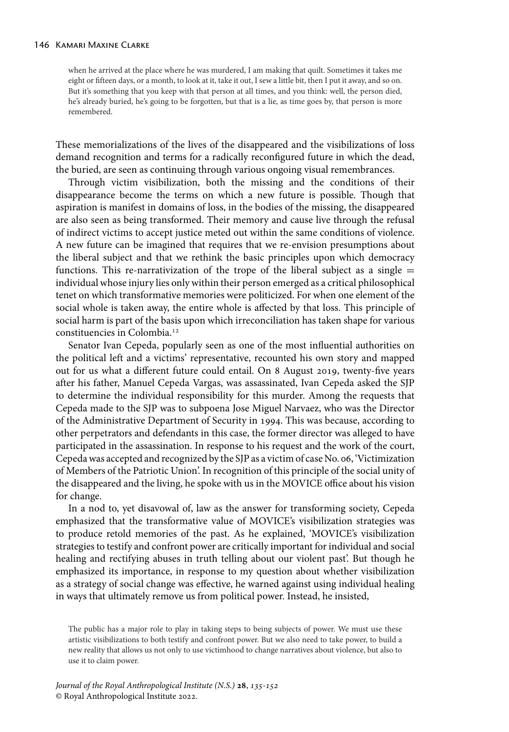> when he arrived at the place where he was murdered, I am making that quilt. Sometimes it takes me eight or fifteen days, or a month, to look at it, take it out, I sew a little bit, then I put it away, and so on. But it's something that you keep with that person at all times, and you think: well, the person died, he's already buried, he's going to be forgotten, but that is a lie, as time goes by, that person is more remembered.

These memorializations of the lives of the disappeared and the visibilizations of loss demand recognition and terms for a radically reconfigured future in which the dead, the buried, are seen as continuing through various ongoing visual remembrances.

Through victim visibilization, both the missing and the conditions of their disappearance become the terms on which a new future is possible. Though that aspiration is manifest in domains of loss, in the bodies of the missing, the disappeared are also seen as being transformed. Their memory and cause live through the refusal of indirect victims to accept justice meted out within the same conditions of violence. A new future can be imagined that requires that we re-envision presumptions about the liberal subject and that we rethink the basic principles upon which democracy functions. This re-narrativization of the trope of the liberal subject as a single = individual whose injury lies only within their person emerged as a critical philosophical tenet on which transformative memories were politicized. For when one element of the social whole is taken away, the entire whole is affected by that loss. This principle of social harm is part of the basis upon which irreconciliation has taken shape for various constituencies in Colombia.[12]

Senator Ivan Cepeda, popularly seen as one of the most influential authorities on the political left and a victims' representative, recounted his own story and mapped out for us what a different future could entail. On 8 August 2019, twenty-five years after his father, Manuel Cepeda Vargas, was assassinated, Ivan Cepeda asked the SJP to determine the individual responsibility for this murder. Among the requests that Cepeda made to the SJP was to subpoena Jose Miguel Narvaez, who was the Director of the Administrative Department of Security in 1994. This was because, according to other perpetrators and defendants in this case, the former director was alleged to have participated in the assassination. In response to his request and the work of the court, Cepeda was accepted and recognized by the SJP as a victim of case No. 06, 'Victimization of Members of the Patriotic Union'. In recognition of this principle of the social unity of the disappeared and the living, he spoke with us in the MOVICE office about his vision for change.

In a nod to, yet disavowal of, law as the answer for transforming society, Cepeda emphasized that the transformative value of MOVICE's visibilization strategies was to produce retold memories of the past. As he explained, 'MOVICE's visibilization strategies to testify and confront power are critically important for individual and social healing and rectifying abuses in truth telling about our violent past'. But though he emphasized its importance, in response to my question about whether visibilization as a strategy of social change was effective, he warned against using individual healing in ways that ultimately remove us from political power. Instead, he insisted,

> The public has a major role to play in taking steps to being subjects of power. We must use these artistic visibilizations to both testify and confront power. But we also need to take power, to build a new reality that allows us not only to use victimhood to change narratives about violence, but also to use it to claim power.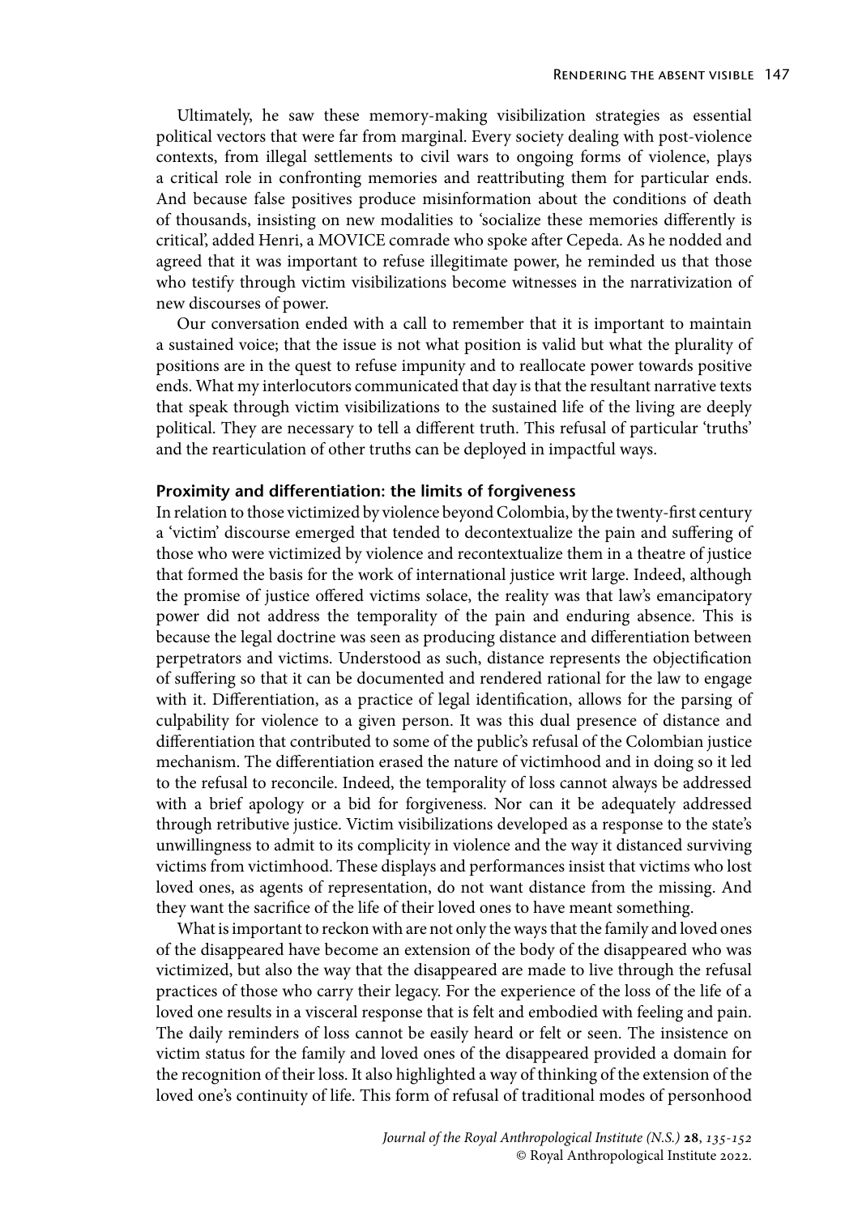Ultimately, he saw these memory-making visibilization strategies as essential political vectors that were far from marginal. Every society dealing with post-violence contexts, from illegal settlements to civil wars to ongoing forms of violence, plays a critical role in confronting memories and reattributing them for particular ends. And because false positives produce misinformation about the conditions of death of thousands, insisting on new modalities to 'socialize these memories differently is critical', added Henri, a MOVICE comrade who spoke after Cepeda. As he nodded and agreed that it was important to refuse illegitimate power, he reminded us that those who testify through victim visibilizations become witnesses in the narrativization of new discourses of power.

Our conversation ended with a call to remember that it is important to maintain a sustained voice; that the issue is not what position is valid but what the plurality of positions are in the quest to refuse impunity and to reallocate power towards positive ends. What my interlocutors communicated that day is that the resultant narrative texts that speak through victim visibilizations to the sustained life of the living are deeply political. They are necessary to tell a different truth. This refusal of particular 'truths' and the rearticulation of other truths can be deployed in impactful ways.

### Proximity and differentiation: the limits of forgiveness

In relation to those victimized by violence beyond Colombia, by the twenty-first century a 'victim' discourse emerged that tended to decontextualize the pain and suffering of those who were victimized by violence and recontextualize them in a theatre of justice that formed the basis for the work of international justice writ large. Indeed, although the promise of justice offered victims solace, the reality was that law's emancipatory power did not address the temporality of the pain and enduring absence. This is because the legal doctrine was seen as producing distance and differentiation between perpetrators and victims. Understood as such, distance represents the objectification of suffering so that it can be documented and rendered rational for the law to engage with it. Differentiation, as a practice of legal identification, allows for the parsing of culpability for violence to a given person. It was this dual presence of distance and differentiation that contributed to some of the public's refusal of the Colombian justice mechanism. The differentiation erased the nature of victimhood and in doing so it led to the refusal to reconcile. Indeed, the temporality of loss cannot always be addressed with a brief apology or a bid for forgiveness. Nor can it be adequately addressed through retributive justice. Victim visibilizations developed as a response to the state's unwillingness to admit to its complicity in violence and the way it distanced surviving victims from victimhood. These displays and performances insist that victims who lost loved ones, as agents of representation, do not want distance from the missing. And they want the sacrifice of the life of their loved ones to have meant something.

What is important to reckon with are not only the ways that the family and loved ones of the disappeared have become an extension of the body of the disappeared who was victimized, but also the way that the disappeared are made to live through the refusal practices of those who carry their legacy. For the experience of the loss of the life of a loved one results in a visceral response that is felt and embodied with feeling and pain. The daily reminders of loss cannot be easily heard or felt or seen. The insistence on victim status for the family and loved ones of the disappeared provided a domain for the recognition of their loss. It also highlighted a way of thinking of the extension of the loved one's continuity of life. This form of refusal of traditional modes of personhood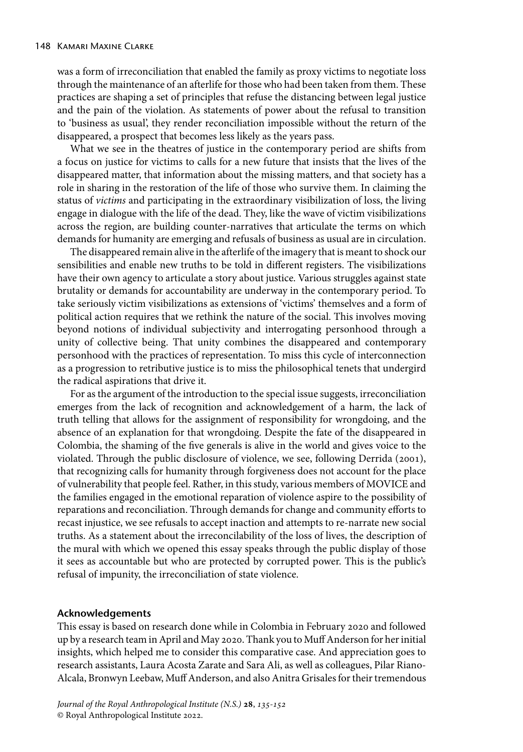was a form of irreconciliation that enabled the family as proxy victims to negotiate loss through the maintenance of an afterlife for those who had been taken from them. These practices are shaping a set of principles that refuse the distancing between legal justice and the pain of the violation. As statements of power about the refusal to transition to 'business as usual', they render reconciliation impossible without the return of the disappeared, a prospect that becomes less likely as the years pass.

What we see in the theatres of justice in the contemporary period are shifts from a focus on justice for victims to calls for a new future that insists that the lives of the disappeared matter, that information about the missing matters, and that society has a role in sharing in the restoration of the life of those who survive them. In claiming the status of *victims* and participating in the extraordinary visibilization of loss, the living engage in dialogue with the life of the dead. They, like the wave of victim visibilizations across the region, are building counter-narratives that articulate the terms on which demands for humanity are emerging and refusals of business as usual are in circulation.

The disappeared remain alive in the afterlife of the imagery that is meant to shock our sensibilities and enable new truths to be told in different registers. The visibilizations have their own agency to articulate a story about justice. Various struggles against state brutality or demands for accountability are underway in the contemporary period. To take seriously victim visibilizations as extensions of 'victims' themselves and a form of political action requires that we rethink the nature of the social. This involves moving beyond notions of individual subjectivity and interrogating personhood through a unity of collective being. That unity combines the disappeared and contemporary personhood with the practices of representation. To miss this cycle of interconnection as a progression to retributive justice is to miss the philosophical tenets that undergird the radical aspirations that drive it.

For as the argument of the introduction to the special issue suggests, irreconciliation emerges from the lack of recognition and acknowledgement of a harm, the lack of truth telling that allows for the assignment of responsibility for wrongdoing, and the absence of an explanation for that wrongdoing. Despite the fate of the disappeared in Colombia, the shaming of the five generals is alive in the world and gives voice to the violated. Through the public disclosure of violence, we see, following Derrida (2001), that recognizing calls for humanity through forgiveness does not account for the place of vulnerability that people feel. Rather, in this study, various members of MOVICE and the families engaged in the emotional reparation of violence aspire to the possibility of reparations and reconciliation. Through demands for change and community efforts to recast injustice, we see refusals to accept inaction and attempts to re-narrate new social truths. As a statement about the irreconcilability of the loss of lives, the description of the mural with which we opened this essay speaks through the public display of those it sees as accountable but who are protected by corrupted power. This is the public's refusal of impunity, the irreconciliation of state violence.

## Acknowledgements

This essay is based on research done while in Colombia in February 2020 and followed up by a research team in April and May 2020. Thank you to Muff Anderson for her initial insights, which helped me to consider this comparative case. And appreciation goes to research assistants, Laura Acosta Zarate and Sara Ali, as well as colleagues, Pilar Riano-Alcala, Bronwyn Leebaw, Muff Anderson, and also Anitra Grisales for their tremendous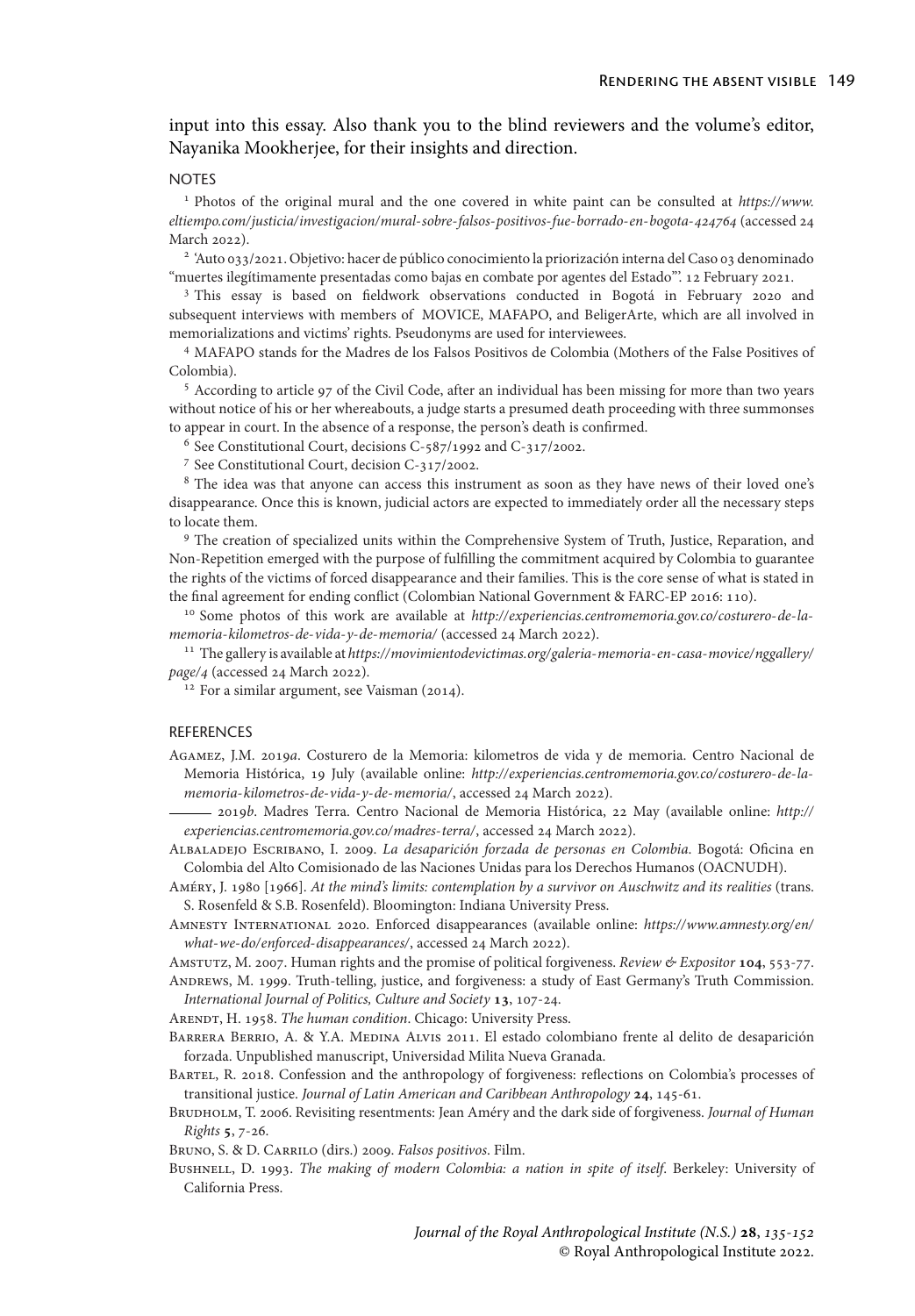input into this essay. Also thank you to the blind reviewers and the volume's editor, Nayanika Mookherjee, for their insights and direction.

## NOTES

[1] Photos of the original mural and the one covered in white paint can be consulted at *https://www.eltiempo.com/justicia/investigacion/mural-sobre-falsos-positivos-fue-borrado-en-bogota-424764* (accessed 24 March 2022).

[2] 'Auto 033/2021. Objetivo: hacer de público conocimiento la priorización interna del Caso 03 denominado "muertes ilegítimamente presentadas como bajas en combate por agentes del Estado"'. 12 February 2021.

[3] This essay is based on fieldwork observations conducted in Bogotá in February 2020 and subsequent interviews with members of MOVICE, MAFAPO, and BeligerArte, which are all involved in memorializations and victims' rights. Pseudonyms are used for interviewees.

[4] MAFAPO stands for the Madres de los Falsos Positivos de Colombia (Mothers of the False Positives of Colombia).

[5] According to article 97 of the Civil Code, after an individual has been missing for more than two years without notice of his or her whereabouts, a judge starts a presumed death proceeding with three summonses to appear in court. In the absence of a response, the person's death is confirmed.

[6] See Constitutional Court, decisions C-587/1992 and C-317/2002.

[7] See Constitutional Court, decision C-317/2002.

[8] The idea was that anyone can access this instrument as soon as they have news of their loved one's disappearance. Once this is known, judicial actors are expected to immediately order all the necessary steps to locate them.

[9] The creation of specialized units within the Comprehensive System of Truth, Justice, Reparation, and Non-Repetition emerged with the purpose of fulfilling the commitment acquired by Colombia to guarantee the rights of the victims of forced disappearance and their families. This is the core sense of what is stated in the final agreement for ending conflict (Colombian National Government & FARC-EP 2016: 110).

[10] Some photos of this work are available at *http://experiencias.centromemoria.gov.co/costurero-de-la-memoria-kilometros-de-vida-y-de-memoria/* (accessed 24 March 2022).

[11] The gallery is available at *https://movimientodevictimas.org/galeria-memoria-en-casa-movice/nggallery/page/4* (accessed 24 March 2022).

[12] For a similar argument, see Vaisman (2014).

## REFERENCES

Agamez, J.M. 2019*a*. Costurero de la Memoria: kilometros de vida y de memoria. Centro Nacional de Memoria Histórica, 19 July (available online: *http://experiencias.centromemoria.gov.co/costurero-de-la-memoria-kilometros-de-vida-y-de-memoria/*, accessed 24 March 2022).

——— 2019*b*. Madres Terra. Centro Nacional de Memoria Histórica, 22 May (available online: *http://experiencias.centromemoria.gov.co/madres-terra/*, accessed 24 March 2022).

Albaladejo Escribano, I. 2009. *La desaparición forzada de personas en Colombia*. Bogotá: Oficina en Colombia del Alto Comisionado de las Naciones Unidas para los Derechos Humanos (OACNUDH).

Améry, J. 1980 [1966]. *At the mind's limits: contemplation by a survivor on Auschwitz and its realities* (trans. S. Rosenfeld & S.B. Rosenfeld). Bloomington: Indiana University Press.

Amnesty International 2020. Enforced disappearances (available online: *https://www.amnesty.org/en/what-we-do/enforced-disappearances/*, accessed 24 March 2022).

Amstutz, M. 2007. Human rights and the promise of political forgiveness. *Review & Expositor* **104**, 553-77.

Andrews, M. 1999. Truth-telling, justice, and forgiveness: a study of East Germany's Truth Commission. *International Journal of Politics, Culture and Society* **13**, 107-24.

Arendt, H. 1958. *The human condition*. Chicago: University Press.

Barrera Berrio, A. & Y.A. Medina Alvis 2011. El estado colombiano frente al delito de desaparición forzada. Unpublished manuscript, Universidad Milita Nueva Granada.

Bartel, R. 2018. Confession and the anthropology of forgiveness: reflections on Colombia's processes of transitional justice. *Journal of Latin American and Caribbean Anthropology* **24**, 145-61.

Brudholm, T. 2006. Revisiting resentments: Jean Améry and the dark side of forgiveness. *Journal of Human Rights* **5**, 7-26.

Bruno, S. & D. Carrilo (dirs.) 2009. *Falsos positivos*. Film.

Bushnell, D. 1993. *The making of modern Colombia: a nation in spite of itself*. Berkeley: University of California Press.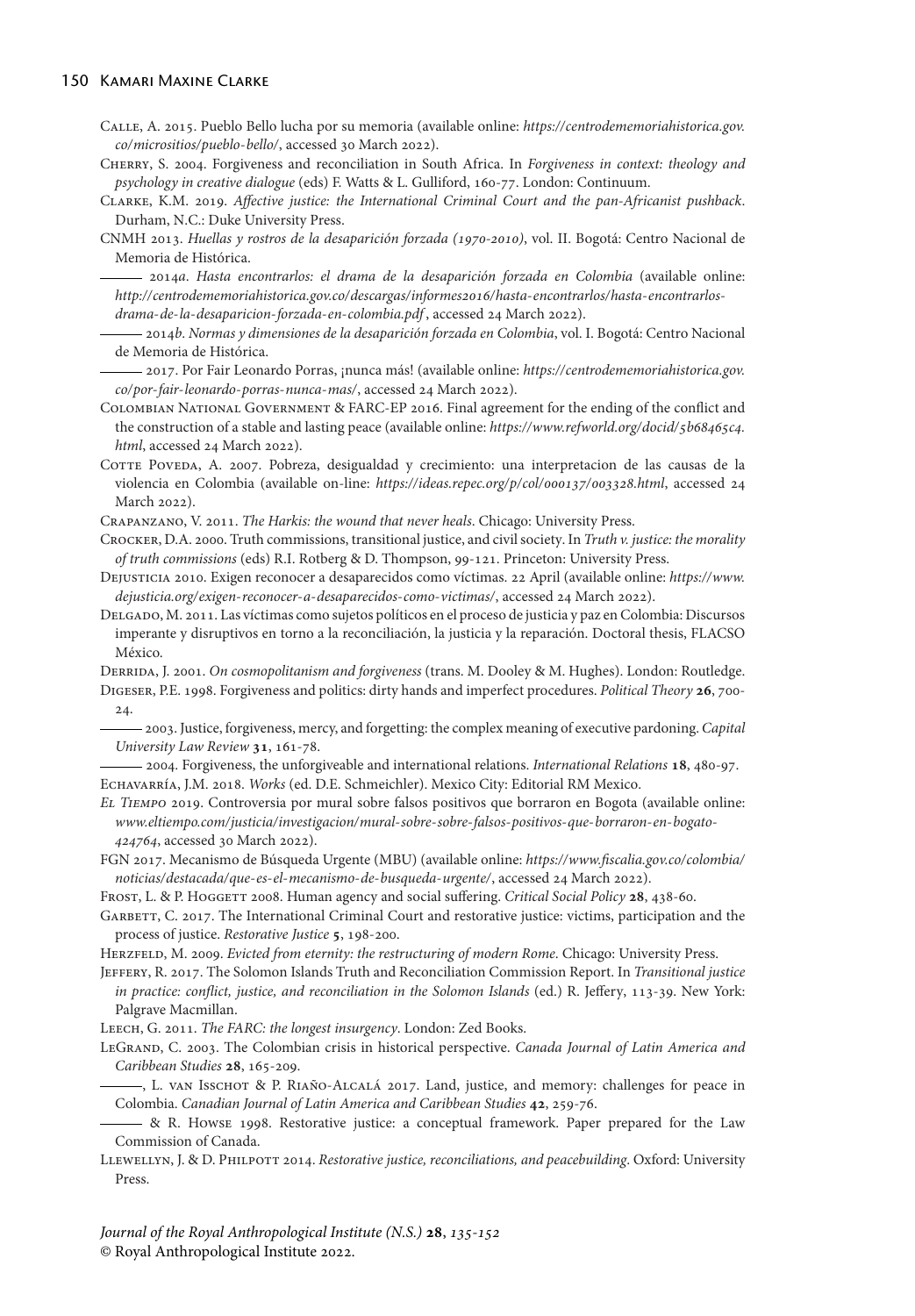Calle, A. 2015. Pueblo Bello lucha por su memoria (available online: *https://centrodememoriahistorica.gov.co/micrositios/pueblo-bello/*, accessed 30 March 2022).

Cherry, S. 2004. Forgiveness and reconciliation in South Africa. In *Forgiveness in context: theology and psychology in creative dialogue* (eds) F. Watts & L. Gulliford, 160-77. London: Continuum.

Clarke, K.M. 2019. *Affective justice: the International Criminal Court and the pan-Africanist pushback*. Durham, N.C.: Duke University Press.

CNMH 2013. *Huellas y rostros de la desaparición forzada (1970-2010)*, vol. II. Bogotá: Centro Nacional de Memoria de Histórica.

——— 2014*a*. *Hasta encontrarlos: el drama de la desaparición forzada en Colombia* (available online: *http://centrodememoriahistorica.gov.co/descargas/informes2016/hasta-encontrarlos/hasta-encontrarlos-drama-de-la-desaparicion-forzada-en-colombia.pdf*, accessed 24 March 2022).

——— 2014*b*. *Normas y dimensiones de la desaparición forzada en Colombia*, vol. I. Bogotá: Centro Nacional de Memoria de Histórica.

——— 2017. Por Fair Leonardo Porras, ¡nunca más! (available online: *https://centrodememoriahistorica.gov.co/por-fair-leonardo-porras-nunca-mas/*, accessed 24 March 2022).

Colombian National Government & FARC-EP 2016. Final agreement for the ending of the conflict and the construction of a stable and lasting peace (available online: *https://www.refworld.org/docid/5b68465c4.html*, accessed 24 March 2022).

Cotte Poveda, A. 2007. Pobreza, desigualdad y crecimiento: una interpretacion de las causas de la violencia en Colombia (available on-line: *https://ideas.repec.org/p/col/000137/003328.html*, accessed 24 March 2022).

Crapanzano, V. 2011. *The Harkis: the wound that never heals*. Chicago: University Press.

Crocker, D.A. 2000. Truth commissions, transitional justice, and civil society. In *Truth v. justice: the morality of truth commissions* (eds) R.I. Rotberg & D. Thompson, 99-121. Princeton: University Press.

Dejusticia 2010. Exigen reconocer a desaparecidos como víctimas. 22 April (available online: *https://www.dejusticia.org/exigen-reconocer-a-desaparecidos-como-victimas/*, accessed 24 March 2022).

Delgado, M. 2011. Las víctimas como sujetos políticos en el proceso de justicia y paz en Colombia: Discursos imperante y disruptivos en torno a la reconciliación, la justicia y la reparación. Doctoral thesis, FLACSO México.

Derrida, J. 2001. *On cosmopolitanism and forgiveness* (trans. M. Dooley & M. Hughes). London: Routledge.

Digeser, P.E. 1998. Forgiveness and politics: dirty hands and imperfect procedures. *Political Theory* **26**, 700-24.

——— 2003. Justice, forgiveness, mercy, and forgetting: the complex meaning of executive pardoning. *Capital University Law Review* **31**, 161-78.

——— 2004. Forgiveness, the unforgiveable and international relations. *International Relations* **18**, 480-97.

Echavarría, J.M. 2018. *Works* (ed. D.E. Schmeichler). Mexico City: Editorial RM Mexico.

*El Tiempo* 2019. Controversia por mural sobre falsos positivos que borraron en Bogota (available online: *www.eltiempo.com/justicia/investigacion/mural-sobre-sobre-falsos-positivos-que-borraron-en-bogato-424764*, accessed 30 March 2022).

FGN 2017. Mecanismo de Búsqueda Urgente (MBU) (available online: *https://www.fiscalia.gov.co/colombia/noticias/destacada/que-es-el-mecanismo-de-busqueda-urgente/*, accessed 24 March 2022).

Frost, L. & P. Hoggett 2008. Human agency and social suffering. *Critical Social Policy* **28**, 438-60.

Garbett, C. 2017. The International Criminal Court and restorative justice: victims, participation and the process of justice. *Restorative Justice* **5**, 198-200.

Herzfeld, M. 2009. *Evicted from eternity: the restructuring of modern Rome*. Chicago: University Press.

Jeffery, R. 2017. The Solomon Islands Truth and Reconciliation Commission Report. In *Transitional justice in practice: conflict, justice, and reconciliation in the Solomon Islands* (ed.) R. Jeffery, 113-39. New York: Palgrave Macmillan.

Leech, G. 2011. *The FARC: the longest insurgency*. London: Zed Books.

LeGrand, C. 2003. The Colombian crisis in historical perspective. *Canada Journal of Latin America and Caribbean Studies* **28**, 165-209.

———, L. van Isschot & P. Riaño-Alcalá 2017. Land, justice, and memory: challenges for peace in Colombia. *Canadian Journal of Latin America and Caribbean Studies* **42**, 259-76.

——— & R. Howse 1998. Restorative justice: a conceptual framework. Paper prepared for the Law Commission of Canada.

Llewellyn, J. & D. Philpott 2014. *Restorative justice, reconciliations, and peacebuilding*. Oxford: University Press.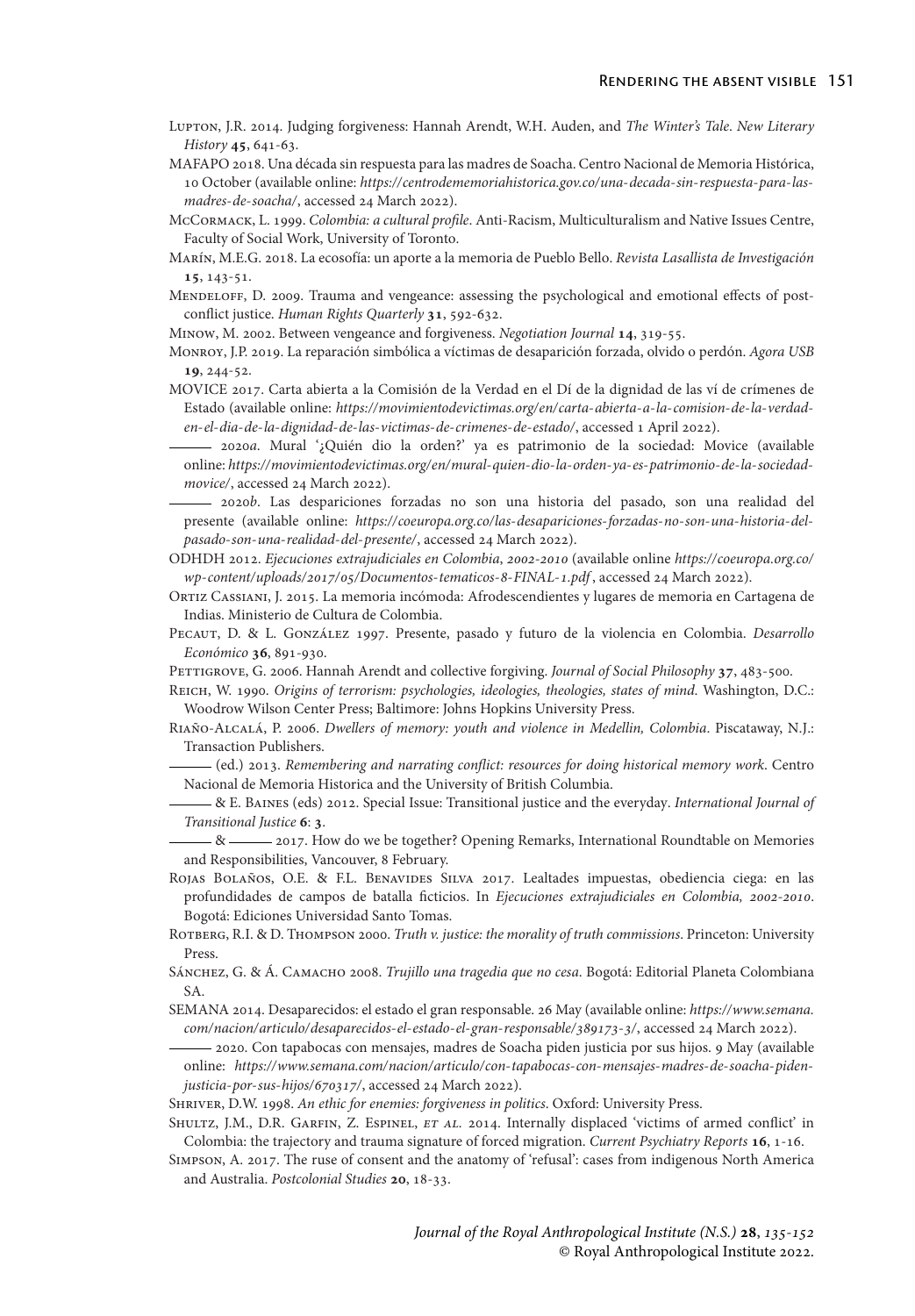Lupton, J.R. 2014. Judging forgiveness: Hannah Arendt, W.H. Auden, and *The Winter's Tale*. *New Literary History* **45**, 641-63.

MAFAPO 2018. Una década sin respuesta para las madres de Soacha. Centro Nacional de Memoria Histórica, 10 October (available online: *https://centrodememoriahistorica.gov.co/una-decada-sin-respuesta-para-las-madres-de-soacha/*, accessed 24 March 2022).

McCormack, L. 1999. *Colombia: a cultural profile*. Anti-Racism, Multiculturalism and Native Issues Centre, Faculty of Social Work, University of Toronto.

Marín, M.E.G. 2018. La ecosofía: un aporte a la memoria de Pueblo Bello. *Revista Lasallista de Investigación* **15**, 143-51.

Mendeloff, D. 2009. Trauma and vengeance: assessing the psychological and emotional effects of post-conflict justice. *Human Rights Quarterly* **31**, 592-632.

Minow, M. 2002. Between vengeance and forgiveness. *Negotiation Journal* **14**, 319-55.

Monroy, J.P. 2019. La reparación simbólica a víctimas de desaparición forzada, olvido o perdón. *Agora USB* **19**, 244-52.

MOVICE 2017. Carta abierta a la Comisión de la Verdad en el Dí de la dignidad de las ví de crímenes de Estado (available online: *https://movimientodevictimas.org/en/carta-abierta-a-la-comision-de-la-verdad-en-el-dia-de-la-dignidad-de-las-victimas-de-crimenes-de-estado/*, accessed 1 April 2022).

——— 2020*a*. Mural '¿Quién dio la orden?' ya es patrimonio de la sociedad: Movice (available online: *https://movimientodevictimas.org/en/mural-quien-dio-la-orden-ya-es-patrimonio-de-la-sociedad-movice/*, accessed 24 March 2022).

——— 2020*b*. Las despariciones forzadas no son una historia del pasado, son una realidad del presente (available online: *https://coeuropa.org.co/las-desapariciones-forzadas-no-son-una-historia-del-pasado-son-una-realidad-del-presente/*, accessed 24 March 2022).

ODHDH 2012. *Ejecuciones extrajudiciales en Colombia, 2002-2010* (available online *https://coeuropa.org.co/wp-content/uploads/2017/05/Documentos-tematicos-8-FINAL-1.pdf* , accessed 24 March 2022).

Ortiz Cassiani, J. 2015. La memoria incómoda: Afrodescendientes y lugares de memoria en Cartagena de Indias. Ministerio de Cultura de Colombia.

Pecaut, D. & L. González 1997. Presente, pasado y futuro de la violencia en Colombia. *Desarrollo Económico* **36**, 891-930.

Pettigrove, G. 2006. Hannah Arendt and collective forgiving. *Journal of Social Philosophy* **37**, 483-500.

Reich, W. 1990. *Origins of terrorism: psychologies, ideologies, theologies, states of mind*. Washington, D.C.: Woodrow Wilson Center Press; Baltimore: Johns Hopkins University Press.

Riaño-Alcalá, P. 2006. *Dwellers of memory: youth and violence in Medellin, Colombia*. Piscataway, N.J.: Transaction Publishers.

——— (ed.) 2013. *Remembering and narrating conflict: resources for doing historical memory work*. Centro Nacional de Memoria Historica and the University of British Columbia.

——— & E. Baines (eds) 2012. Special Issue: Transitional justice and the everyday. *International Journal of Transitional Justice* **6**: **3**.

——— & ——— 2017. How do we be together? Opening Remarks, International Roundtable on Memories and Responsibilities, Vancouver, 8 February.

Rojas Bolaños, O.E. & F.L. Benavides Silva 2017. Lealtades impuestas, obediencia ciega: en las profundidades de campos de batalla ficticios. In *Ejecuciones extrajudiciales en Colombia, 2002-2010*. Bogotá: Ediciones Universidad Santo Tomas.

Rotberg, R.I. & D. Thompson 2000. *Truth v. justice: the morality of truth commissions*. Princeton: University Press.

Sánchez, G. & Á. Camacho 2008. *Trujillo una tragedia que no cesa*. Bogotá: Editorial Planeta Colombiana SA.

SEMANA 2014. Desaparecidos: el estado el gran responsable. 26 May (available online: *https://www.semana.com/nacion/articulo/desaparecidos-el-estado-el-gran-responsable/389173-3/*, accessed 24 March 2022).

——— 2020. Con tapabocas con mensajes, madres de Soacha piden justicia por sus hijos. 9 May (available online: *https://www.semana.com/nacion/articulo/con-tapabocas-con-mensajes-madres-de-soacha-piden-justicia-por-sus-hijos/670317/*, accessed 24 March 2022).

Shriver, D.W. 1998. *An ethic for enemies: forgiveness in politics*. Oxford: University Press.

Shultz, J.M., D.R. Garfin, Z. Espinel, *et al.* 2014. Internally displaced 'victims of armed conflict' in Colombia: the trajectory and trauma signature of forced migration. *Current Psychiatry Reports* **16**, 1-16.

Simpson, A. 2017. The ruse of consent and the anatomy of 'refusal': cases from indigenous North America and Australia. *Postcolonial Studies* **20**, 18-33.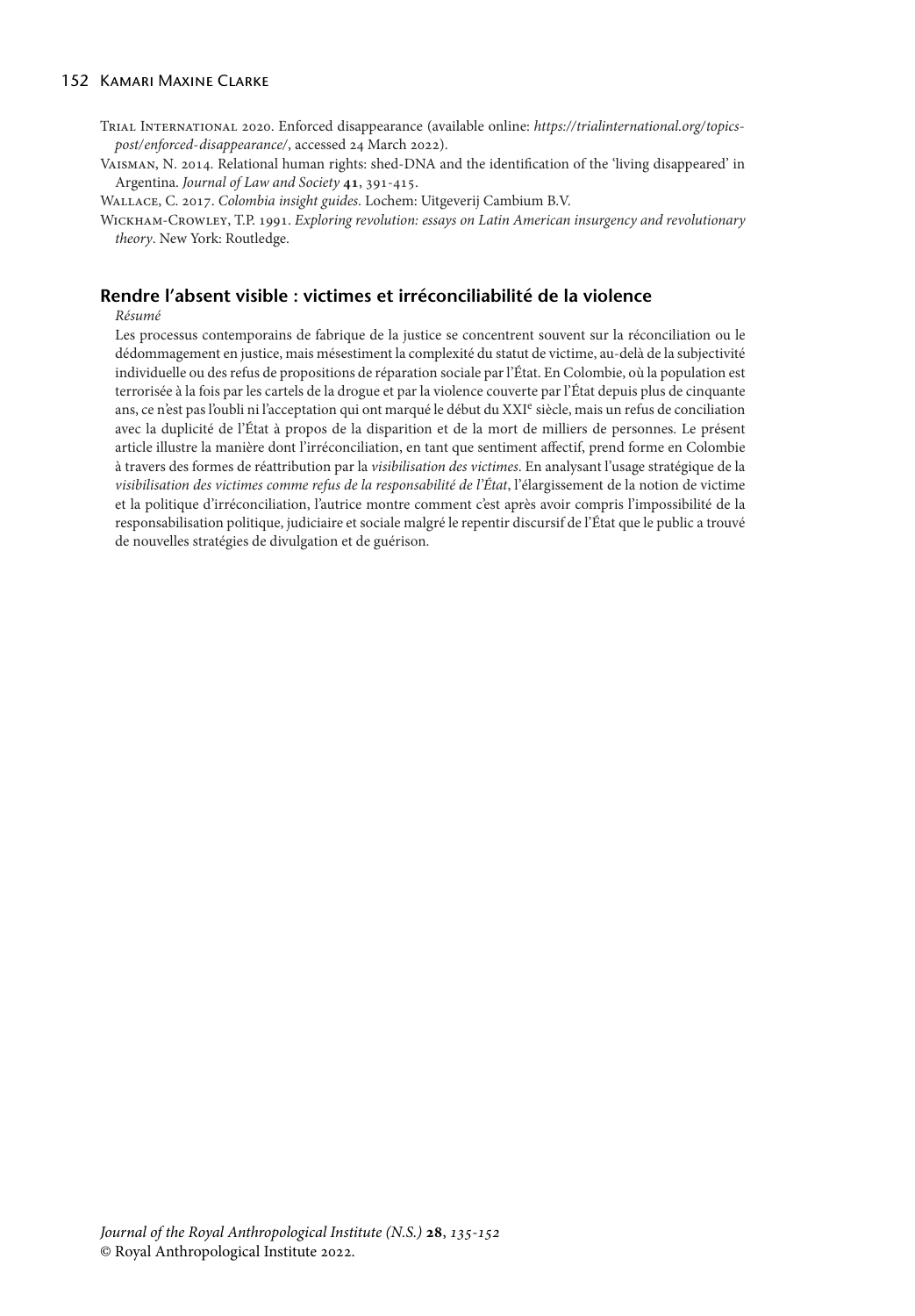Trial International 2020. Enforced disappearance (available online: *https://trialinternational.org/topics-post/enforced-disappearance/*, accessed 24 March 2022).

Vaisman, N. 2014. Relational human rights: shed-DNA and the identification of the 'living disappeared' in Argentina. *Journal of Law and Society* **41**, 391-415.

Wallace, C. 2017. *Colombia insight guides*. Lochem: Uitgeverij Cambium B.V.

Wickham-Crowley, T.P. 1991. *Exploring revolution: essays on Latin American insurgency and revolutionary theory*. New York: Routledge.

## Rendre l'absent visible : victimes et irréconciliabilité de la violence

*Résumé*

Les processus contemporains de fabrique de la justice se concentrent souvent sur la réconciliation ou le dédommagement en justice, mais mésestiment la complexité du statut de victime, au-delà de la subjectivité individuelle ou des refus de propositions de réparation sociale par l'État. En Colombie, où la population est terrorisée à la fois par les cartels de la drogue et par la violence couverte par l'État depuis plus de cinquante ans, ce n'est pas l'oubli ni l'acceptation qui ont marqué le début du XXI<sup>e</sup> siècle, mais un refus de conciliation avec la duplicité de l'État à propos de la disparition et de la mort de milliers de personnes. Le présent article illustre la manière dont l'irréconciliation, en tant que sentiment affectif, prend forme en Colombie à travers des formes de réattribution par la *visibilisation des victimes*. En analysant l'usage stratégique de la *visibilisation des victimes comme refus de la responsabilité de l'État*, l'élargissement de la notion de victime et la politique d'irréconciliation, l'autrice montre comment c'est après avoir compris l'impossibilité de la responsabilisation politique, judiciaire et sociale malgré le repentir discursif de l'État que le public a trouvé de nouvelles stratégies de divulgation et de guérison.